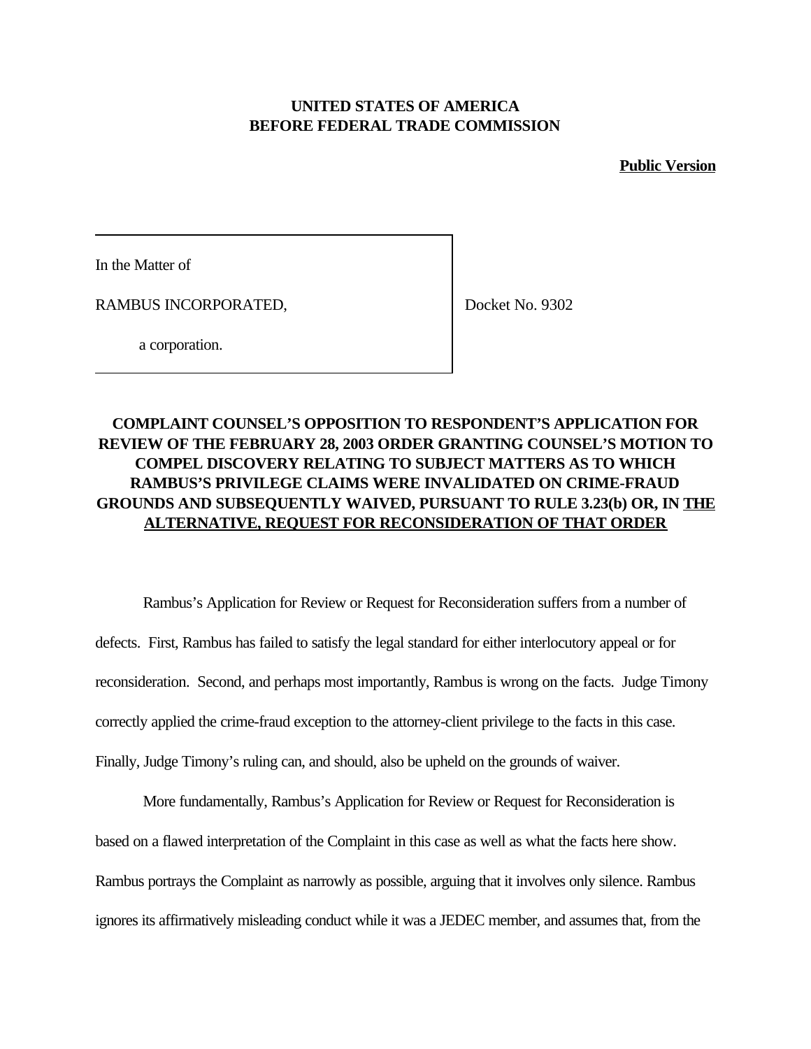**UNITED STATES OF AMERICA**
**BEFORE FEDERAL TRADE COMMISSION**

**Public Version**

In the Matter of

RAMBUS INCORPORATED,

a corporation.

Docket No. 9302

**COMPLAINT COUNSEL'S OPPOSITION TO RESPONDENT'S APPLICATION FOR REVIEW OF THE FEBRUARY 28, 2003 ORDER GRANTING COUNSEL'S MOTION TO COMPEL DISCOVERY RELATING TO SUBJECT MATTERS AS TO WHICH RAMBUS'S PRIVILEGE CLAIMS WERE INVALIDATED ON CRIME-FRAUD GROUNDS AND SUBSEQUENTLY WAIVED, PURSUANT TO RULE 3.23(b) OR, IN THE ALTERNATIVE, REQUEST FOR RECONSIDERATION OF THAT ORDER**

Rambus's Application for Review or Request for Reconsideration suffers from a number of defects. First, Rambus has failed to satisfy the legal standard for either interlocutory appeal or for reconsideration. Second, and perhaps most importantly, Rambus is wrong on the facts. Judge Timony correctly applied the crime-fraud exception to the attorney-client privilege to the facts in this case. Finally, Judge Timony's ruling can, and should, also be upheld on the grounds of waiver.

More fundamentally, Rambus's Application for Review or Request for Reconsideration is based on a flawed interpretation of the Complaint in this case as well as what the facts here show. Rambus portrays the Complaint as narrowly as possible, arguing that it involves only silence. Rambus ignores its affirmatively misleading conduct while it was a JEDEC member, and assumes that, from the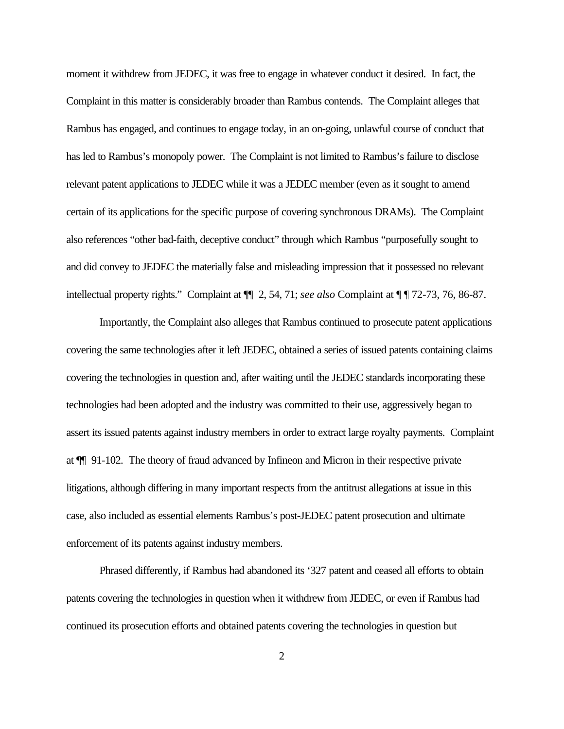moment it withdrew from JEDEC, it was free to engage in whatever conduct it desired. In fact, the Complaint in this matter is considerably broader than Rambus contends. The Complaint alleges that Rambus has engaged, and continues to engage today, in an on-going, unlawful course of conduct that has led to Rambus's monopoly power. The Complaint is not limited to Rambus's failure to disclose relevant patent applications to JEDEC while it was a JEDEC member (even as it sought to amend certain of its applications for the specific purpose of covering synchronous DRAMs). The Complaint also references "other bad-faith, deceptive conduct" through which Rambus "purposefully sought to and did convey to JEDEC the materially false and misleading impression that it possessed no relevant intellectual property rights." Complaint at ¶¶ 2, 54, 71; *see also* Complaint at ¶ ¶ 72-73, 76, 86-87.

Importantly, the Complaint also alleges that Rambus continued to prosecute patent applications covering the same technologies after it left JEDEC, obtained a series of issued patents containing claims covering the technologies in question and, after waiting until the JEDEC standards incorporating these technologies had been adopted and the industry was committed to their use, aggressively began to assert its issued patents against industry members in order to extract large royalty payments. Complaint at ¶¶ 91-102. The theory of fraud advanced by Infineon and Micron in their respective private litigations, although differing in many important respects from the antitrust allegations at issue in this case, also included as essential elements Rambus's post-JEDEC patent prosecution and ultimate enforcement of its patents against industry members.

Phrased differently, if Rambus had abandoned its '327 patent and ceased all efforts to obtain patents covering the technologies in question when it withdrew from JEDEC, or even if Rambus had continued its prosecution efforts and obtained patents covering the technologies in question but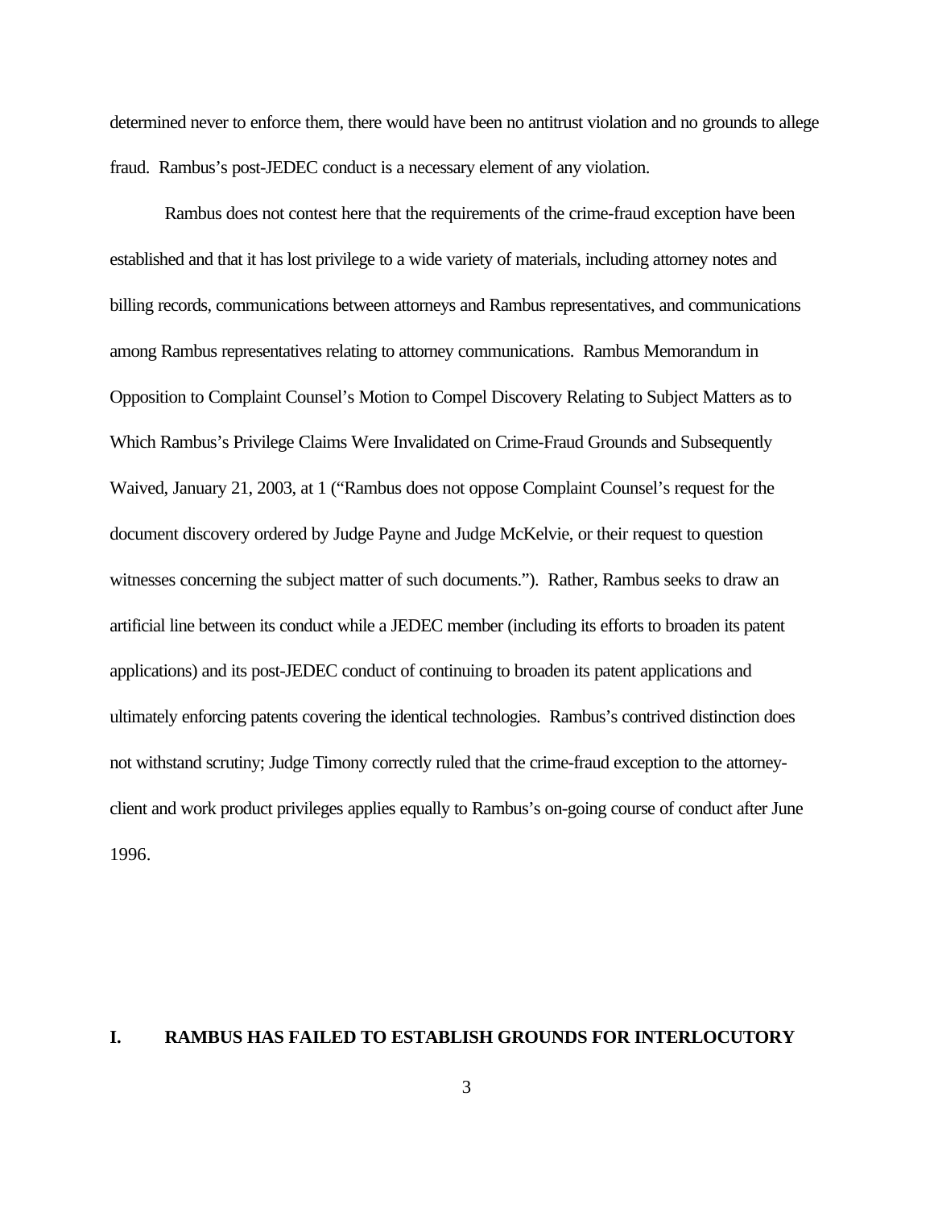determined never to enforce them, there would have been no antitrust violation and no grounds to allege fraud. Rambus's post-JEDEC conduct is a necessary element of any violation.

Rambus does not contest here that the requirements of the crime-fraud exception have been established and that it has lost privilege to a wide variety of materials, including attorney notes and billing records, communications between attorneys and Rambus representatives, and communications among Rambus representatives relating to attorney communications. Rambus Memorandum in Opposition to Complaint Counsel's Motion to Compel Discovery Relating to Subject Matters as to Which Rambus's Privilege Claims Were Invalidated on Crime-Fraud Grounds and Subsequently Waived, January 21, 2003, at 1 ("Rambus does not oppose Complaint Counsel's request for the document discovery ordered by Judge Payne and Judge McKelvie, or their request to question witnesses concerning the subject matter of such documents."). Rather, Rambus seeks to draw an artificial line between its conduct while a JEDEC member (including its efforts to broaden its patent applications) and its post-JEDEC conduct of continuing to broaden its patent applications and ultimately enforcing patents covering the identical technologies. Rambus's contrived distinction does not withstand scrutiny; Judge Timony correctly ruled that the crime-fraud exception to the attorney-client and work product privileges applies equally to Rambus's on-going course of conduct after June 1996.

# I. RAMBUS HAS FAILED TO ESTABLISH GROUNDS FOR INTERLOCUTORY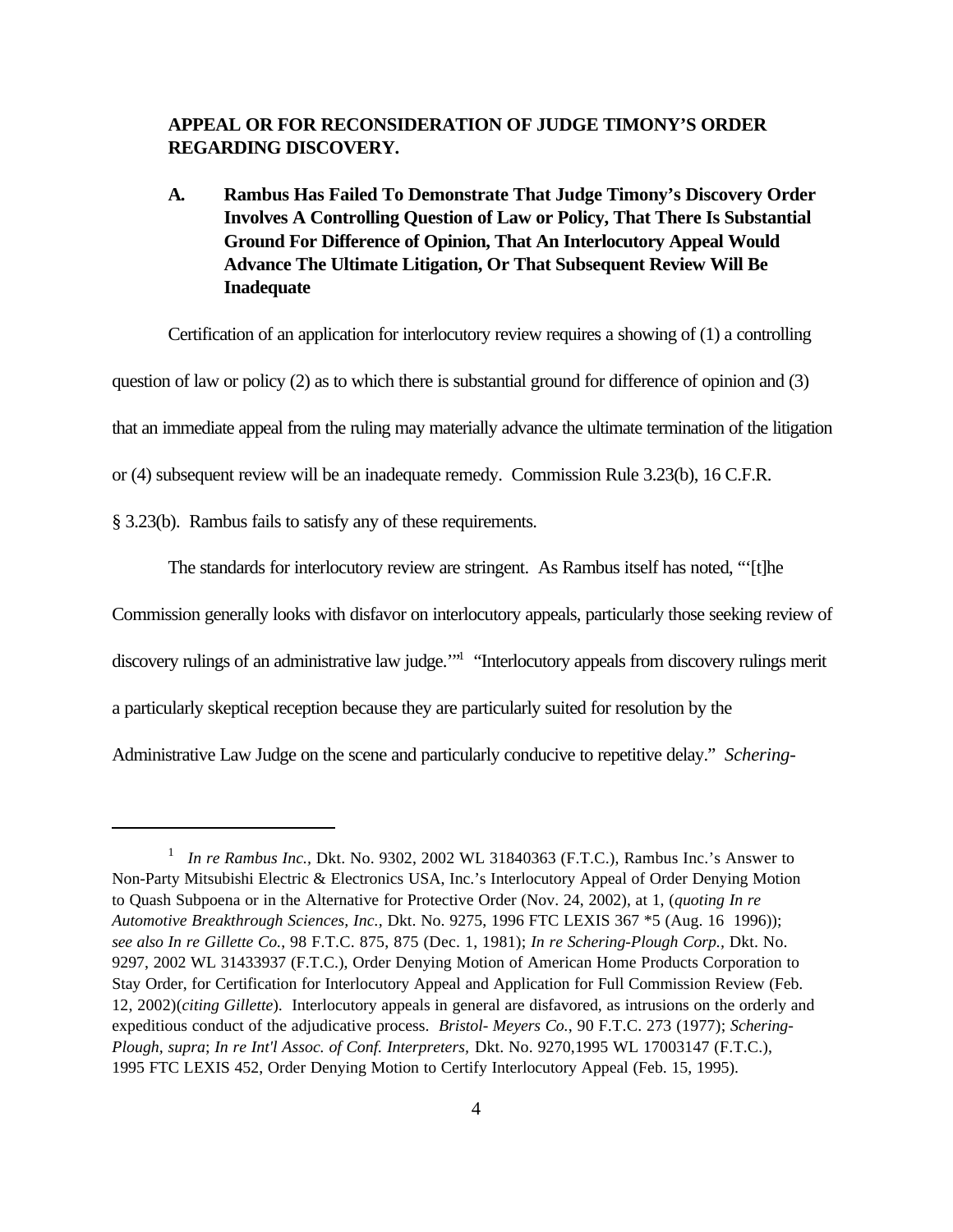**APPEAL OR FOR RECONSIDERATION OF JUDGE TIMONY'S ORDER REGARDING DISCOVERY.**

**A. Rambus Has Failed To Demonstrate That Judge Timony's Discovery Order Involves A Controlling Question of Law or Policy, That There Is Substantial Ground For Difference of Opinion, That An Interlocutory Appeal Would Advance The Ultimate Litigation, Or That Subsequent Review Will Be Inadequate**

Certification of an application for interlocutory review requires a showing of (1) a controlling question of law or policy (2) as to which there is substantial ground for difference of opinion and (3) that an immediate appeal from the ruling may materially advance the ultimate termination of the litigation or (4) subsequent review will be an inadequate remedy. Commission Rule 3.23(b), 16 C.F.R. § 3.23(b). Rambus fails to satisfy any of these requirements.

The standards for interlocutory review are stringent. As Rambus itself has noted, "'[t]he Commission generally looks with disfavor on interlocutory appeals, particularly those seeking review of discovery rulings of an administrative law judge.'"[1] "Interlocutory appeals from discovery rulings merit a particularly skeptical reception because they are particularly suited for resolution by the Administrative Law Judge on the scene and particularly conducive to repetitive delay." *Schering-*

---

[1] *In re Rambus Inc.,* Dkt. No. 9302, 2002 WL 31840363 (F.T.C.), Rambus Inc.'s Answer to Non-Party Mitsubishi Electric & Electronics USA, Inc.'s Interlocutory Appeal of Order Denying Motion to Quash Subpoena or in the Alternative for Protective Order (Nov. 24, 2002), at 1, (*quoting In re Automotive Breakthrough Sciences, Inc.*, Dkt. No. 9275, 1996 FTC LEXIS 367 *5 (Aug. 16 1996)); *see also In re Gillette Co.*, 98 F.T.C. 875, 875 (Dec. 1, 1981); *In re Schering-Plough Corp.,* Dkt. No. 9297, 2002 WL 31433937 (F.T.C.), Order Denying Motion of American Home Products Corporation to Stay Order, for Certification for Interlocutory Appeal and Application for Full Commission Review (Feb. 12, 2002)(*citing Gillette*). Interlocutory appeals in general are disfavored, as intrusions on the orderly and expeditious conduct of the adjudicative process. *Bristol- Meyers Co.*, 90 F.T.C. 273 (1977); *Schering-Plough, supra*; *In re Int'l Assoc. of Conf. Interpreters*, Dkt. No. 9270,1995 WL 17003147 (F.T.C.), 1995 FTC LEXIS 452, Order Denying Motion to Certify Interlocutory Appeal (Feb. 15, 1995).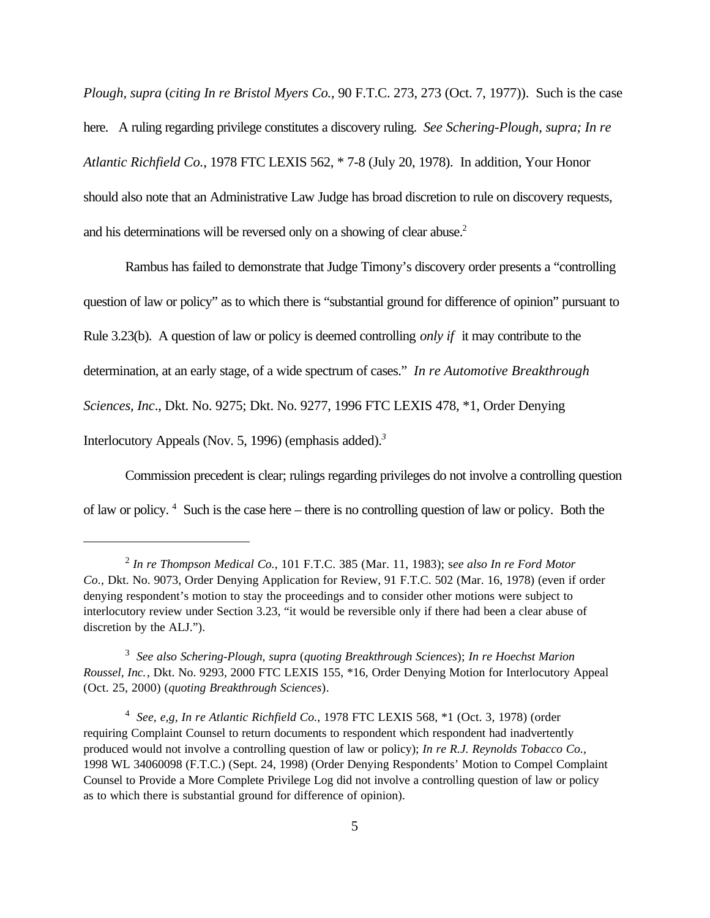*Plough, supra* (*citing In re Bristol Myers Co.*, 90 F.T.C. 273, 273 (Oct. 7, 1977)). Such is the case here. A ruling regarding privilege constitutes a discovery ruling. *See Schering-Plough, supra; In re Atlantic Richfield Co.*, 1978 FTC LEXIS 562, * 7-8 (July 20, 1978). In addition, Your Honor should also note that an Administrative Law Judge has broad discretion to rule on discovery requests, and his determinations will be reversed only on a showing of clear abuse.[2]

Rambus has failed to demonstrate that Judge Timony's discovery order presents a "controlling question of law or policy" as to which there is "substantial ground for difference of opinion" pursuant to Rule 3.23(b). A question of law or policy is deemed controlling *only if* it may contribute to the determination, at an early stage, of a wide spectrum of cases." *In re Automotive Breakthrough Sciences, Inc*., Dkt. No. 9275; Dkt. No. 9277, 1996 FTC LEXIS 478, *1, Order Denying Interlocutory Appeals (Nov. 5, 1996) (emphasis added).[3]

Commission precedent is clear; rulings regarding privileges do not involve a controlling question of law or policy. [4] Such is the case here – there is no controlling question of law or policy. Both the

---

[2] *In re Thompson Medical Co.*, 101 F.T.C. 385 (Mar. 11, 1983); s*ee also In re Ford Motor Co.*, Dkt. No. 9073, Order Denying Application for Review, 91 F.T.C. 502 (Mar. 16, 1978) (even if order denying respondent's motion to stay the proceedings and to consider other motions were subject to interlocutory review under Section 3.23, "it would be reversible only if there had been a clear abuse of discretion by the ALJ.").

[3] *See also Schering-Plough, supra* (*quoting Breakthrough Sciences*); *In re Hoechst Marion Roussel, Inc.*, Dkt. No. 9293, 2000 FTC LEXIS 155, *16, Order Denying Motion for Interlocutory Appeal (Oct. 25, 2000) (*quoting Breakthrough Sciences*).

[4] *See, e,g, In re Atlantic Richfield Co.*, 1978 FTC LEXIS 568, *1 (Oct. 3, 1978) (order requiring Complaint Counsel to return documents to respondent which respondent had inadvertently produced would not involve a controlling question of law or policy); *In re R.J. Reynolds Tobacco Co.*, 1998 WL 34060098 (F.T.C.) (Sept. 24, 1998) (Order Denying Respondents' Motion to Compel Complaint Counsel to Provide a More Complete Privilege Log did not involve a controlling question of law or policy as to which there is substantial ground for difference of opinion).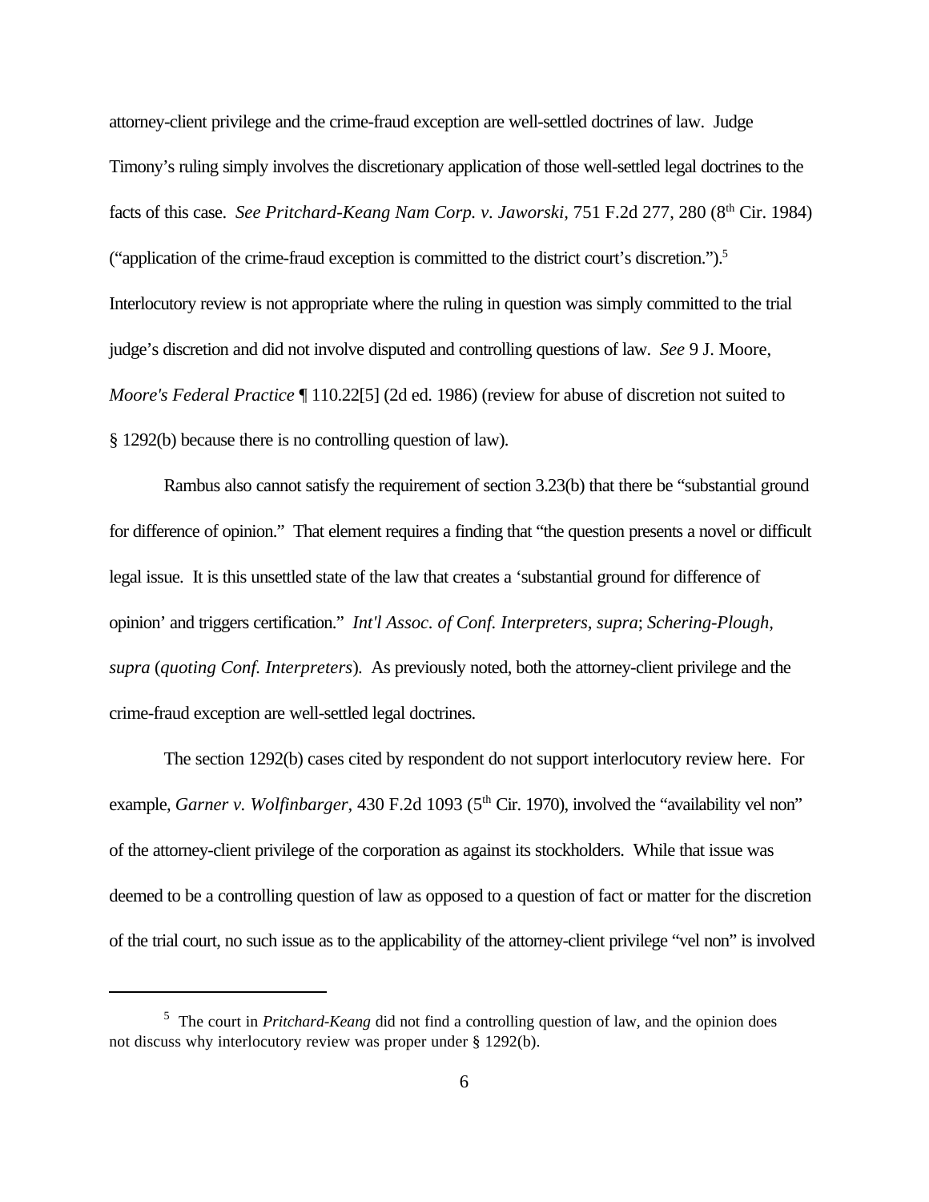attorney-client privilege and the crime-fraud exception are well-settled doctrines of law. Judge Timony's ruling simply involves the discretionary application of those well-settled legal doctrines to the facts of this case. *See Pritchard-Keang Nam Corp. v. Jaworski*, 751 F.2d 277, 280 (8th Cir. 1984) ("application of the crime-fraud exception is committed to the district court's discretion.").[5] Interlocutory review is not appropriate where the ruling in question was simply committed to the trial judge's discretion and did not involve disputed and controlling questions of law. *See* 9 J. Moore, *Moore's Federal Practice* ¶ 110.22[5] (2d ed. 1986) (review for abuse of discretion not suited to § 1292(b) because there is no controlling question of law).

Rambus also cannot satisfy the requirement of section 3.23(b) that there be "substantial ground for difference of opinion." That element requires a finding that "the question presents a novel or difficult legal issue. It is this unsettled state of the law that creates a 'substantial ground for difference of opinion' and triggers certification." *Int'l Assoc. of Conf. Interpreters, supra*; *Schering-Plough, supra* (*quoting Conf. Interpreters*). As previously noted, both the attorney-client privilege and the crime-fraud exception are well-settled legal doctrines.

The section 1292(b) cases cited by respondent do not support interlocutory review here. For example, *Garner v. Wolfinbarger*, 430 F.2d 1093 (5th Cir. 1970), involved the "availability vel non" of the attorney-client privilege of the corporation as against its stockholders. While that issue was deemed to be a controlling question of law as opposed to a question of fact or matter for the discretion of the trial court, no such issue as to the applicability of the attorney-client privilege "vel non" is involved

[5] The court in *Pritchard-Keang* did not find a controlling question of law, and the opinion does not discuss why interlocutory review was proper under § 1292(b).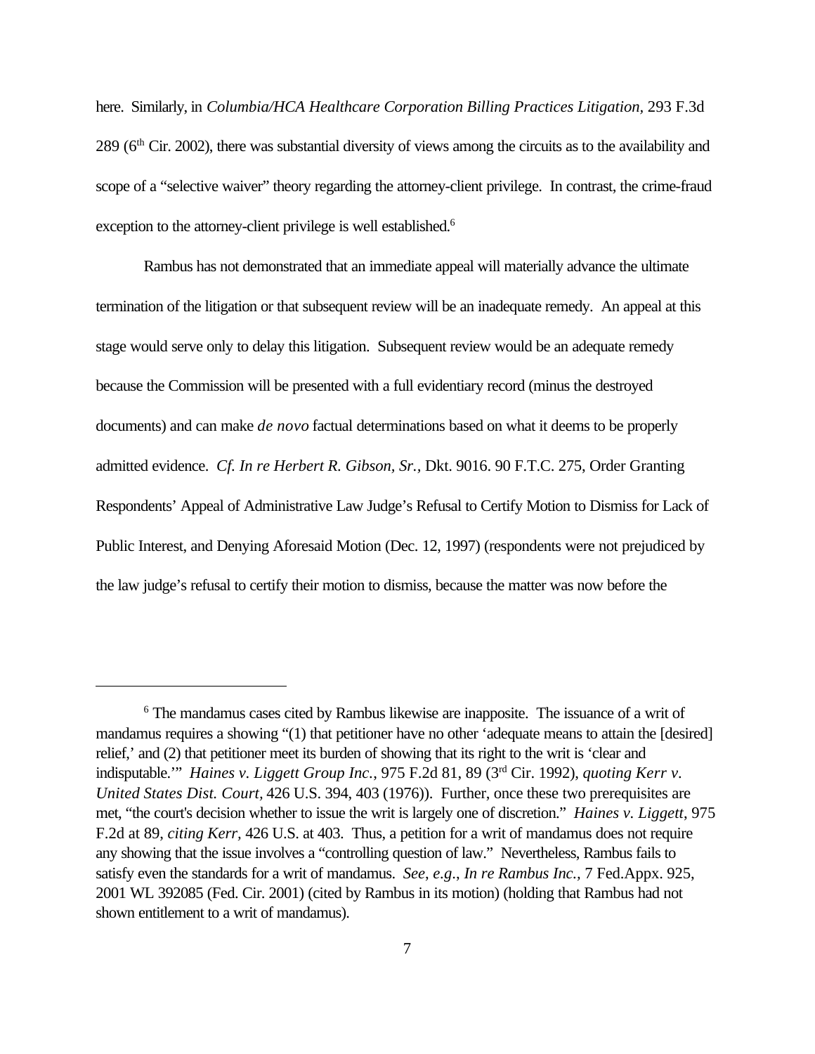here. Similarly, in *Columbia/HCA Healthcare Corporation Billing Practices Litigation,* 293 F.3d 289 (6th Cir. 2002), there was substantial diversity of views among the circuits as to the availability and scope of a "selective waiver" theory regarding the attorney-client privilege. In contrast, the crime-fraud exception to the attorney-client privilege is well established.[6]

Rambus has not demonstrated that an immediate appeal will materially advance the ultimate termination of the litigation or that subsequent review will be an inadequate remedy. An appeal at this stage would serve only to delay this litigation. Subsequent review would be an adequate remedy because the Commission will be presented with a full evidentiary record (minus the destroyed documents) and can make *de novo* factual determinations based on what it deems to be properly admitted evidence. *Cf. In re Herbert R. Gibson, Sr.,* Dkt. 9016. 90 F.T.C. 275, Order Granting Respondents' Appeal of Administrative Law Judge's Refusal to Certify Motion to Dismiss for Lack of Public Interest, and Denying Aforesaid Motion (Dec. 12, 1997) (respondents were not prejudiced by the law judge's refusal to certify their motion to dismiss, because the matter was now before the

---

[6] The mandamus cases cited by Rambus likewise are inapposite. The issuance of a writ of mandamus requires a showing "(1) that petitioner have no other 'adequate means to attain the [desired] relief,' and (2) that petitioner meet its burden of showing that its right to the writ is 'clear and indisputable.'" *Haines v. Liggett Group Inc.,* 975 F.2d 81, 89 (3rd Cir. 1992), *quoting Kerr v. United States Dist. Court,* 426 U.S. 394, 403 (1976)). Further, once these two prerequisites are met, "the court's decision whether to issue the writ is largely one of discretion." *Haines v. Liggett*, 975 F.2d at 89, *citing Kerr*, 426 U.S. at 403. Thus, a petition for a writ of mandamus does not require any showing that the issue involves a "controlling question of law." Nevertheless, Rambus fails to satisfy even the standards for a writ of mandamus. *See, e.g., In re Rambus Inc.,* 7 Fed.Appx. 925, 2001 WL 392085 (Fed. Cir. 2001) (cited by Rambus in its motion) (holding that Rambus had not shown entitlement to a writ of mandamus).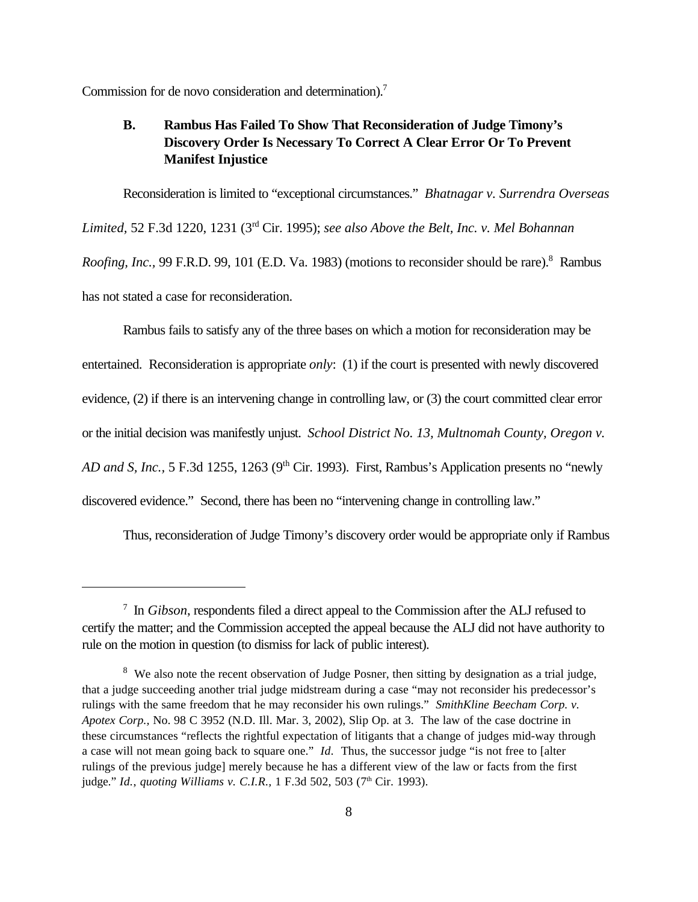Commission for de novo consideration and determination).[7]

### B. Rambus Has Failed To Show That Reconsideration of Judge Timony's Discovery Order Is Necessary To Correct A Clear Error Or To Prevent Manifest Injustice

Reconsideration is limited to "exceptional circumstances." *Bhatnagar v. Surrendra Overseas Limited,* 52 F.3d 1220, 1231 (3rd Cir. 1995); *see also Above the Belt, Inc. v. Mel Bohannan Roofing, Inc.*, 99 F.R.D. 99, 101 (E.D. Va. 1983) (motions to reconsider should be rare).[8] Rambus has not stated a case for reconsideration.

Rambus fails to satisfy any of the three bases on which a motion for reconsideration may be entertained. Reconsideration is appropriate *only*: (1) if the court is presented with newly discovered evidence, (2) if there is an intervening change in controlling law, or (3) the court committed clear error or the initial decision was manifestly unjust. *School District No. 13, Multnomah County, Oregon v. AD and S, Inc.,* 5 F.3d 1255, 1263 (9th Cir. 1993). First, Rambus's Application presents no "newly discovered evidence." Second, there has been no "intervening change in controlling law."

Thus, reconsideration of Judge Timony's discovery order would be appropriate only if Rambus

---

[7] In *Gibson*, respondents filed a direct appeal to the Commission after the ALJ refused to certify the matter; and the Commission accepted the appeal because the ALJ did not have authority to rule on the motion in question (to dismiss for lack of public interest).

[8] We also note the recent observation of Judge Posner, then sitting by designation as a trial judge, that a judge succeeding another trial judge midstream during a case "may not reconsider his predecessor's rulings with the same freedom that he may reconsider his own rulings." *SmithKline Beecham Corp. v. Apotex Corp.,* No. 98 C 3952 (N.D. Ill. Mar. 3, 2002), Slip Op. at 3. The law of the case doctrine in these circumstances "reflects the rightful expectation of litigants that a change of judges mid-way through a case will not mean going back to square one." *Id*. Thus, the successor judge "is not free to [alter rulings of the previous judge] merely because he has a different view of the law or facts from the first judge." *Id., quoting Williams v. C.I.R.,* 1 F.3d 502, 503 (7th Cir. 1993).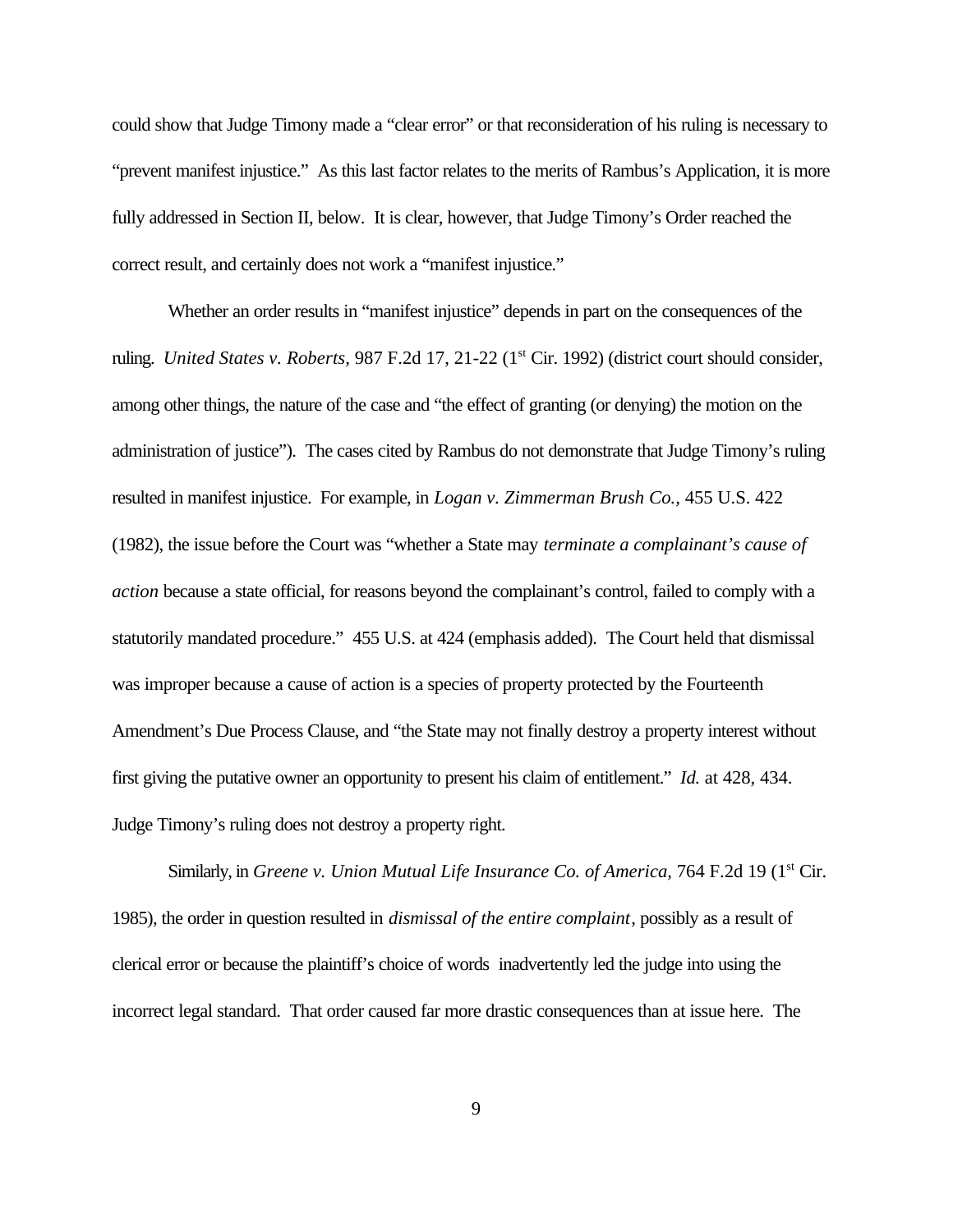could show that Judge Timony made a "clear error" or that reconsideration of his ruling is necessary to "prevent manifest injustice." As this last factor relates to the merits of Rambus's Application, it is more fully addressed in Section II, below. It is clear, however, that Judge Timony's Order reached the correct result, and certainly does not work a "manifest injustice."

Whether an order results in "manifest injustice" depends in part on the consequences of the ruling. *United States v. Roberts*, 987 F.2d 17, 21-22 (1st Cir. 1992) (district court should consider, among other things, the nature of the case and "the effect of granting (or denying) the motion on the administration of justice"). The cases cited by Rambus do not demonstrate that Judge Timony's ruling resulted in manifest injustice. For example, in *Logan v. Zimmerman Brush Co.*, 455 U.S. 422 (1982), the issue before the Court was "whether a State may *terminate a complainant's cause of action* because a state official, for reasons beyond the complainant's control, failed to comply with a statutorily mandated procedure." 455 U.S. at 424 (emphasis added). The Court held that dismissal was improper because a cause of action is a species of property protected by the Fourteenth Amendment's Due Process Clause, and "the State may not finally destroy a property interest without first giving the putative owner an opportunity to present his claim of entitlement." *Id.* at 428, 434. Judge Timony's ruling does not destroy a property right.

Similarly, in *Greene v. Union Mutual Life Insurance Co. of America,* 764 F.2d 19 (1st Cir. 1985), the order in question resulted in *dismissal of the entire complaint*, possibly as a result of clerical error or because the plaintiff's choice of words inadvertently led the judge into using the incorrect legal standard. That order caused far more drastic consequences than at issue here. The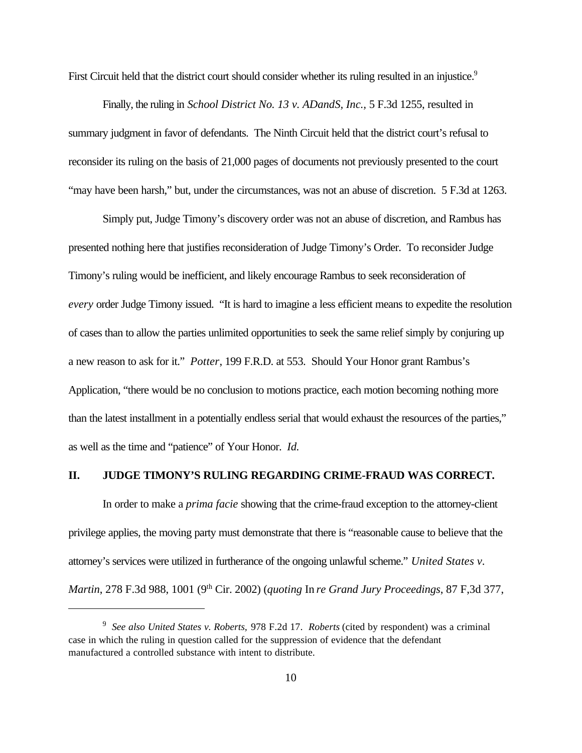First Circuit held that the district court should consider whether its ruling resulted in an injustice.[9]

Finally, the ruling in *School District No. 13 v. ADandS, Inc.,* 5 F.3d 1255, resulted in summary judgment in favor of defendants. The Ninth Circuit held that the district court's refusal to reconsider its ruling on the basis of 21,000 pages of documents not previously presented to the court "may have been harsh," but, under the circumstances, was not an abuse of discretion. 5 F.3d at 1263.

Simply put, Judge Timony's discovery order was not an abuse of discretion, and Rambus has presented nothing here that justifies reconsideration of Judge Timony's Order. To reconsider Judge Timony's ruling would be inefficient, and likely encourage Rambus to seek reconsideration of *every* order Judge Timony issued. "It is hard to imagine a less efficient means to expedite the resolution of cases than to allow the parties unlimited opportunities to seek the same relief simply by conjuring up a new reason to ask for it." *Potter*, 199 F.R.D. at 553. Should Your Honor grant Rambus's Application, "there would be no conclusion to motions practice, each motion becoming nothing more than the latest installment in a potentially endless serial that would exhaust the resources of the parties," as well as the time and "patience" of Your Honor. *Id.*

## II. JUDGE TIMONY'S RULING REGARDING CRIME-FRAUD WAS CORRECT.

In order to make a *prima facie* showing that the crime-fraud exception to the attorney-client privilege applies, the moving party must demonstrate that there is "reasonable cause to believe that the attorney's services were utilized in furtherance of the ongoing unlawful scheme." *United States v. Martin*, 278 F.3d 988, 1001 (9th Cir. 2002) (*quoting* In *re Grand Jury Proceedings*, 87 F,3d 377,

---

[9] *See also United States v. Roberts,* 978 F.2d 17. *Roberts* (cited by respondent) was a criminal case in which the ruling in question called for the suppression of evidence that the defendant manufactured a controlled substance with intent to distribute.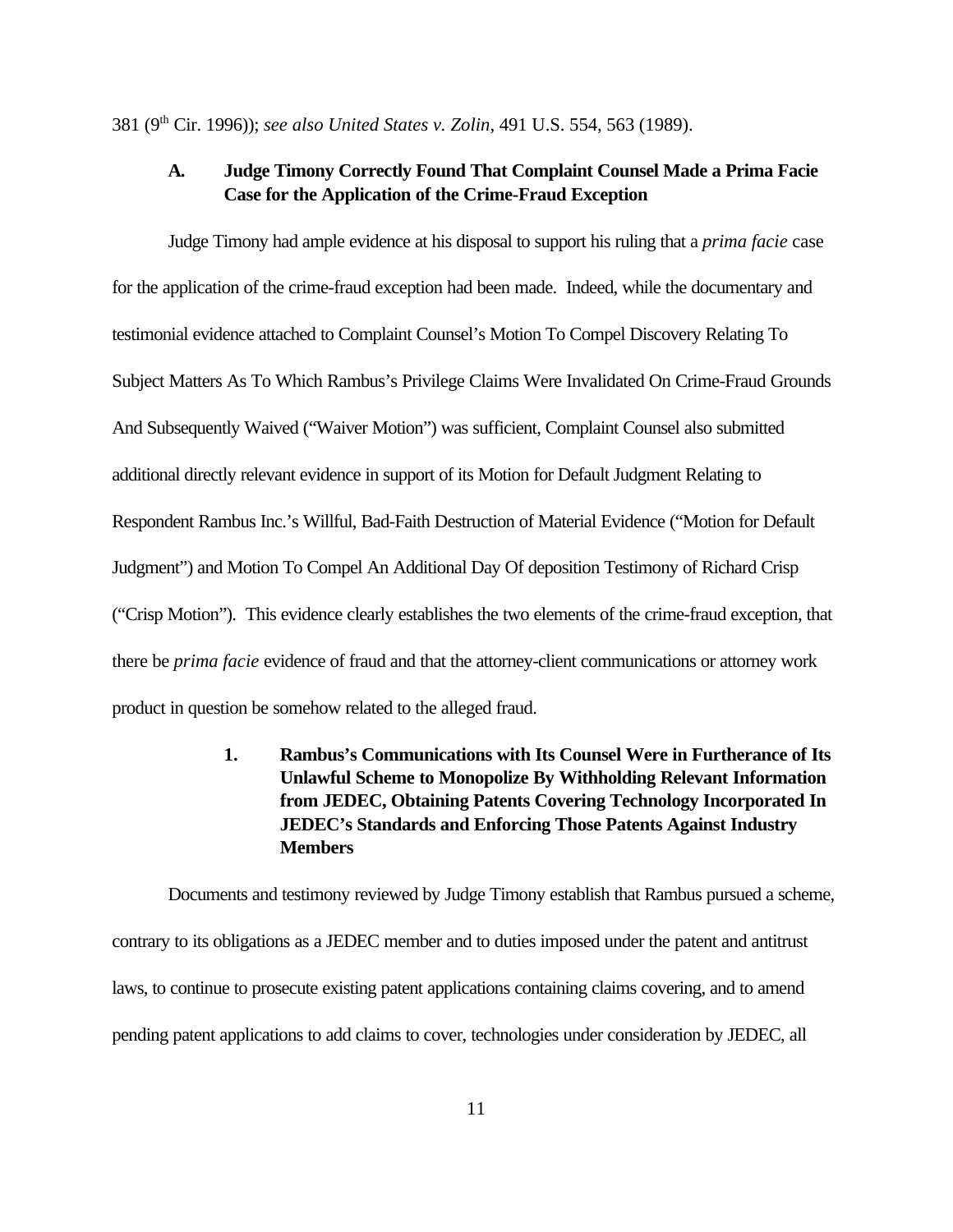381 (9th Cir. 1996)); *see also United States v. Zolin*, 491 U.S. 554, 563 (1989).

### A. Judge Timony Correctly Found That Complaint Counsel Made a Prima Facie Case for the Application of the Crime-Fraud Exception

Judge Timony had ample evidence at his disposal to support his ruling that a *prima facie* case for the application of the crime-fraud exception had been made. Indeed, while the documentary and testimonial evidence attached to Complaint Counsel's Motion To Compel Discovery Relating To Subject Matters As To Which Rambus's Privilege Claims Were Invalidated On Crime-Fraud Grounds And Subsequently Waived ("Waiver Motion") was sufficient, Complaint Counsel also submitted additional directly relevant evidence in support of its Motion for Default Judgment Relating to Respondent Rambus Inc.'s Willful, Bad-Faith Destruction of Material Evidence ("Motion for Default Judgment") and Motion To Compel An Additional Day Of deposition Testimony of Richard Crisp ("Crisp Motion"). This evidence clearly establishes the two elements of the crime-fraud exception, that there be *prima facie* evidence of fraud and that the attorney-client communications or attorney work product in question be somehow related to the alleged fraud.

#### 1. Rambus's Communications with Its Counsel Were in Furtherance of Its Unlawful Scheme to Monopolize By Withholding Relevant Information from JEDEC, Obtaining Patents Covering Technology Incorporated In JEDEC's Standards and Enforcing Those Patents Against Industry Members

Documents and testimony reviewed by Judge Timony establish that Rambus pursued a scheme, contrary to its obligations as a JEDEC member and to duties imposed under the patent and antitrust laws, to continue to prosecute existing patent applications containing claims covering, and to amend pending patent applications to add claims to cover, technologies under consideration by JEDEC, all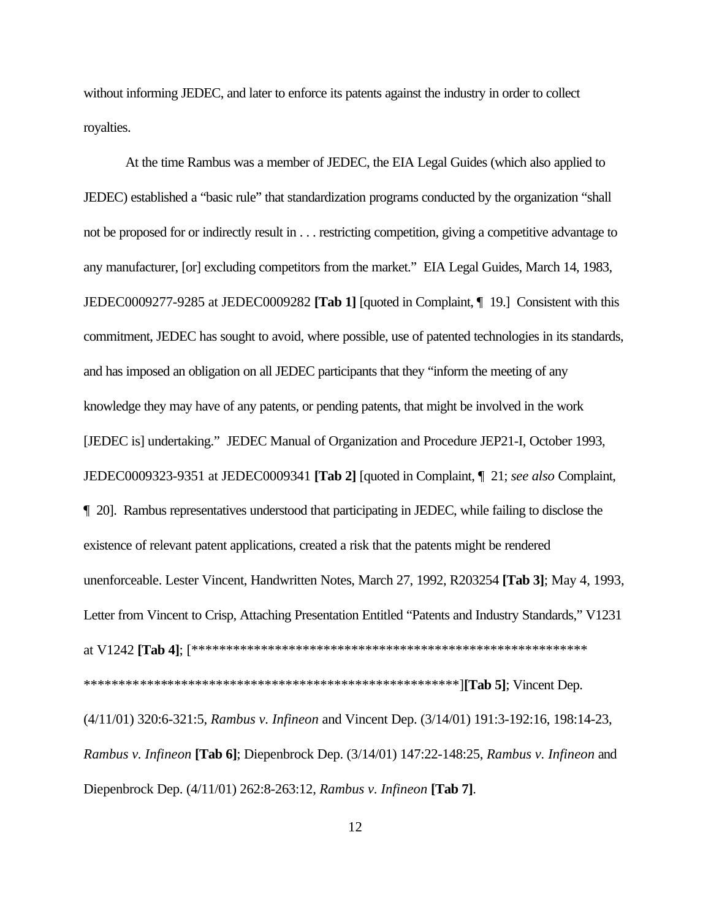without informing JEDEC, and later to enforce its patents against the industry in order to collect royalties.

At the time Rambus was a member of JEDEC, the EIA Legal Guides (which also applied to JEDEC) established a "basic rule" that standardization programs conducted by the organization "shall not be proposed for or indirectly result in . . . restricting competition, giving a competitive advantage to any manufacturer, [or] excluding competitors from the market." EIA Legal Guides, March 14, 1983, JEDEC0009277-9285 at JEDEC0009282 **[Tab 1]** [quoted in Complaint, ¶ 19.] Consistent with this commitment, JEDEC has sought to avoid, where possible, use of patented technologies in its standards, and has imposed an obligation on all JEDEC participants that they "inform the meeting of any knowledge they may have of any patents, or pending patents, that might be involved in the work [JEDEC is] undertaking." JEDEC Manual of Organization and Procedure JEP21-I, October 1993, JEDEC0009323-9351 at JEDEC0009341 **[Tab 2]** [quoted in Complaint, ¶ 21; *see also* Complaint, ¶ 20]. Rambus representatives understood that participating in JEDEC, while failing to disclose the existence of relevant patent applications, created a risk that the patents might be rendered unenforceable. Lester Vincent, Handwritten Notes, March 27, 1992, R203254 **[Tab 3]**; May 4, 1993, Letter from Vincent to Crisp, Attaching Presentation Entitled "Patents and Industry Standards," V1231 at V1242 **[Tab 4]**; [\*\*\*\*\*\*\*\*\*\*\*\*\*\*\*\*\*\*\*\*\*\*\*\*\*\*\*\*\*\*\*\*\*\*\*\*\*\*\*\*\*\*\*\*\*\*\*\*\*\*\*\*\*\*\*\*\*\*\*\*\*\*\*\*\*\*\*\*\*\*\*\*\*\*\*\*\*\*\*\*\*\*\*\*\*\*\*\*\*\*\*\*\*\*\*\*\*\*\*\*\*\*\*\*\*\*\*\*\*\*\*\*]**[Tab 5]**; Vincent Dep. (4/11/01) 320:6-321:5, *Rambus v. Infineon* and Vincent Dep. (3/14/01) 191:3-192:16, 198:14-23, *Rambus v. Infineon* **[Tab 6]**; Diepenbrock Dep. (3/14/01) 147:22-148:25, *Rambus v. Infineon* and Diepenbrock Dep. (4/11/01) 262:8-263:12, *Rambus v. Infineon* **[Tab 7]**.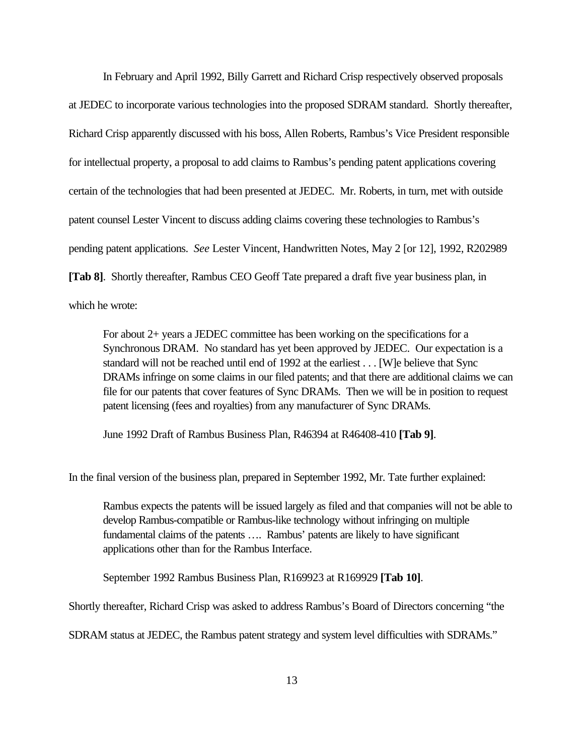In February and April 1992, Billy Garrett and Richard Crisp respectively observed proposals at JEDEC to incorporate various technologies into the proposed SDRAM standard. Shortly thereafter, Richard Crisp apparently discussed with his boss, Allen Roberts, Rambus's Vice President responsible for intellectual property, a proposal to add claims to Rambus's pending patent applications covering certain of the technologies that had been presented at JEDEC. Mr. Roberts, in turn, met with outside patent counsel Lester Vincent to discuss adding claims covering these technologies to Rambus's pending patent applications. *See* Lester Vincent, Handwritten Notes, May 2 [or 12], 1992, R202989 **[Tab 8]**. Shortly thereafter, Rambus CEO Geoff Tate prepared a draft five year business plan, in which he wrote:

> For about 2+ years a JEDEC committee has been working on the specifications for a Synchronous DRAM. No standard has yet been approved by JEDEC. Our expectation is a standard will not be reached until end of 1992 at the earliest . . . [W]e believe that Sync DRAMs infringe on some claims in our filed patents; and that there are additional claims we can file for our patents that cover features of Sync DRAMs. Then we will be in position to request patent licensing (fees and royalties) from any manufacturer of Sync DRAMs.
>
> June 1992 Draft of Rambus Business Plan, R46394 at R46408-410 **[Tab 9]**.

In the final version of the business plan, prepared in September 1992, Mr. Tate further explained:

> Rambus expects the patents will be issued largely as filed and that companies will not be able to develop Rambus-compatible or Rambus-like technology without infringing on multiple fundamental claims of the patents …. Rambus' patents are likely to have significant applications other than for the Rambus Interface.
>
> September 1992 Rambus Business Plan, R169923 at R169929 **[Tab 10]**.

Shortly thereafter, Richard Crisp was asked to address Rambus's Board of Directors concerning "the SDRAM status at JEDEC, the Rambus patent strategy and system level difficulties with SDRAMs."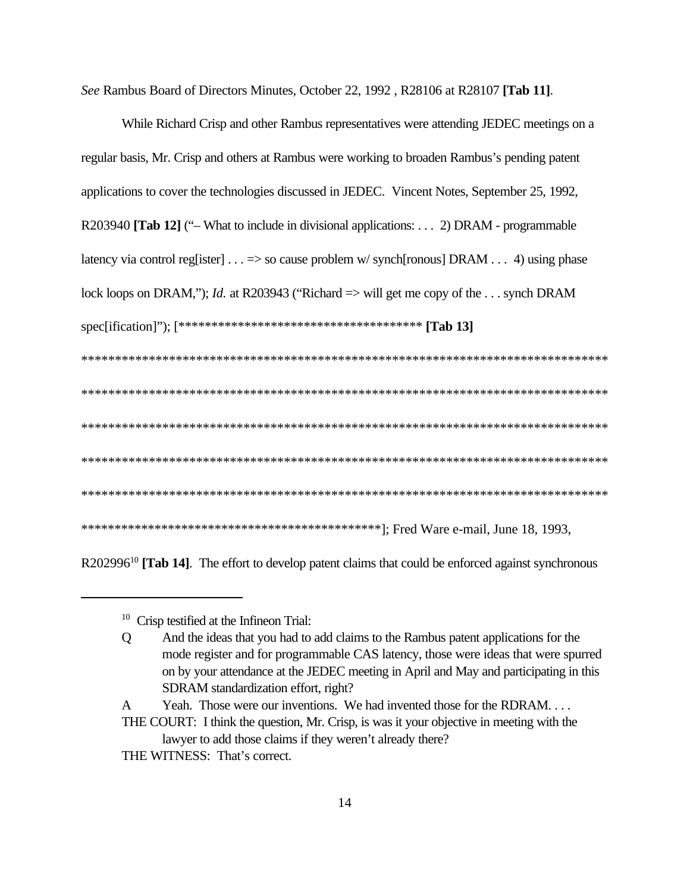*See* Rambus Board of Directors Minutes, October 22, 1992 , R28106 at R28107 **[Tab 11]**.

While Richard Crisp and other Rambus representatives were attending JEDEC meetings on a regular basis, Mr. Crisp and others at Rambus were working to broaden Rambus's pending patent applications to cover the technologies discussed in JEDEC. Vincent Notes, September 25, 1992, R203940 **[Tab 12]** ("– What to include in divisional applications: . . . 2) DRAM - programmable latency via control reg[ister] . . . => so cause problem w/ synch[ronous] DRAM . . . 4) using phase lock loops on DRAM,"); *Id.* at R203943 ("Richard => will get me copy of the . . . synch DRAM spec[ification]"); [************************************* **[Tab 13]** ********************************************************************************* ********************************************************************************* ********************************************************************************* ********************************************************************************* ********************************************************************************* **********************************************]; Fred Ware e-mail, June 18, 1993, R202996[10] **[Tab 14]**. The effort to develop patent claims that could be enforced against synchronous

---

[10] Crisp testified at the Infineon Trial:

Q And the ideas that you had to add claims to the Rambus patent applications for the mode register and for programmable CAS latency, those were ideas that were spurred on by your attendance at the JEDEC meeting in April and May and participating in this SDRAM standardization effort, right?

A Yeah. Those were our inventions. We had invented those for the RDRAM. . . .

THE COURT: I think the question, Mr. Crisp, is was it your objective in meeting with the lawyer to add those claims if they weren't already there?

THE WITNESS: That's correct.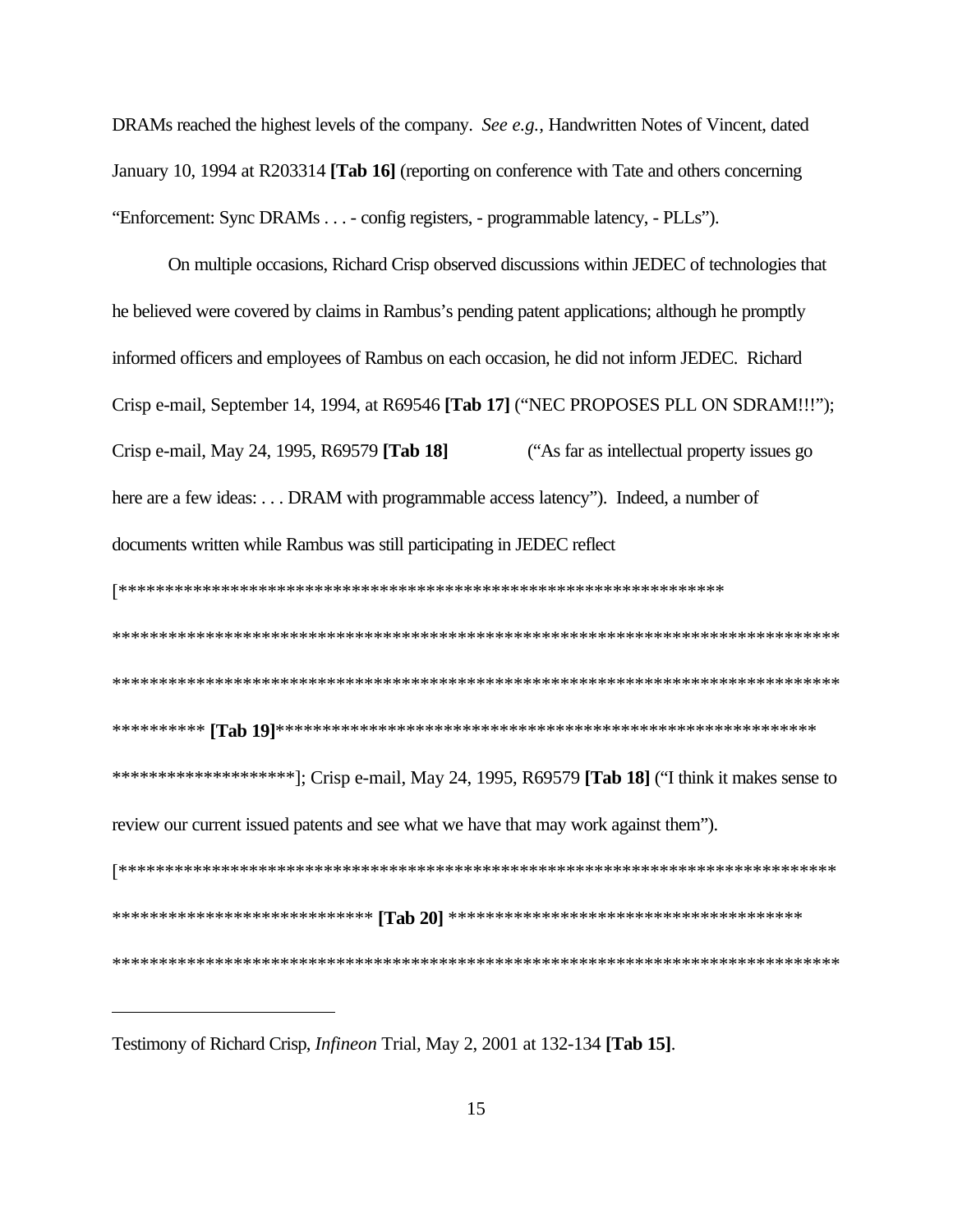DRAMs reached the highest levels of the company. *See e.g.*, Handwritten Notes of Vincent, dated January 10, 1994 at R203314 **[Tab 16]** (reporting on conference with Tate and others concerning "Enforcement: Sync DRAMs . . . - config registers, - programmable latency, - PLLs").

On multiple occasions, Richard Crisp observed discussions within JEDEC of technologies that he believed were covered by claims in Rambus's pending patent applications; although he promptly informed officers and employees of Rambus on each occasion, he did not inform JEDEC. Richard Crisp e-mail, September 14, 1994, at R69546 **[Tab 17]** ("NEC PROPOSES PLL ON SDRAM!!!"); Crisp e-mail, May 24, 1995, R69579 **[Tab 18]** ("As far as intellectual property issues go here are a few ideas: . . . DRAM with programmable access latency"). Indeed, a number of documents written while Rambus was still participating in JEDEC reflect [**************************************************************** ******************************************************************************** ******************************************************************************** ********** **[Tab 19]**************************************************************** ********************]; Crisp e-mail, May 24, 1995, R69579 **[Tab 18]** ("I think it makes sense to review our current issued patents and see what we have that may work against them").

[****************************************************************************** ***************************** **[Tab 20]** **************************************** ********************************************************************************

---

Testimony of Richard Crisp, *Infineon* Trial, May 2, 2001 at 132-134 **[Tab 15]**.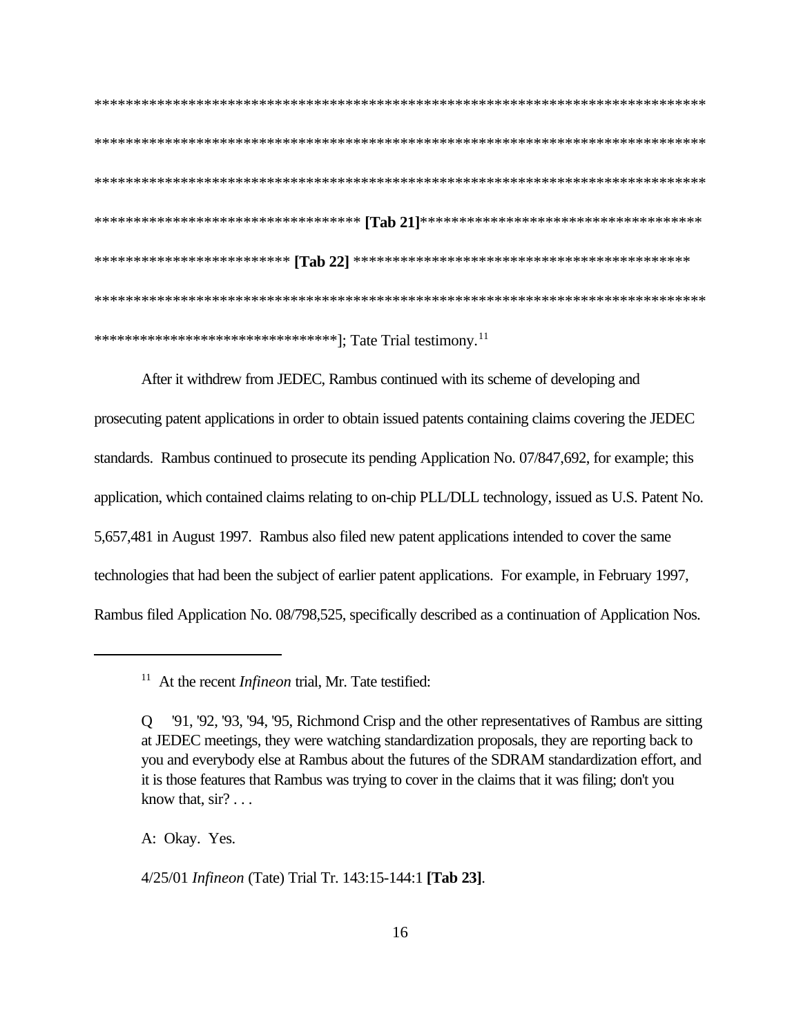**********************************************************************************

**********************************************************************************

**********************************************************************************

********************************** **[Tab 21]**************************************

************************* **[Tab 22]** ********************************************

**********************************************************************************

*********************************]; Tate Trial testimony.[11]

After it withdrew from JEDEC, Rambus continued with its scheme of developing and prosecuting patent applications in order to obtain issued patents containing claims covering the JEDEC standards. Rambus continued to prosecute its pending Application No. 07/847,692, for example; this application, which contained claims relating to on-chip PLL/DLL technology, issued as U.S. Patent No. 5,657,481 in August 1997. Rambus also filed new patent applications intended to cover the same technologies that had been the subject of earlier patent applications. For example, in February 1997, Rambus filed Application No. 08/798,525, specifically described as a continuation of Application Nos.

---

[11] At the recent *Infineon* trial, Mr. Tate testified:

> Q '91, '92, '93, '94, '95, Richmond Crisp and the other representatives of Rambus are sitting at JEDEC meetings, they were watching standardization proposals, they are reporting back to you and everybody else at Rambus about the futures of the SDRAM standardization effort, and it is those features that Rambus was trying to cover in the claims that it was filing; don't you know that, sir? . . .
>
> A: Okay. Yes.

4/25/01 *Infineon* (Tate) Trial Tr. 143:15-144:1 **[Tab 23]**.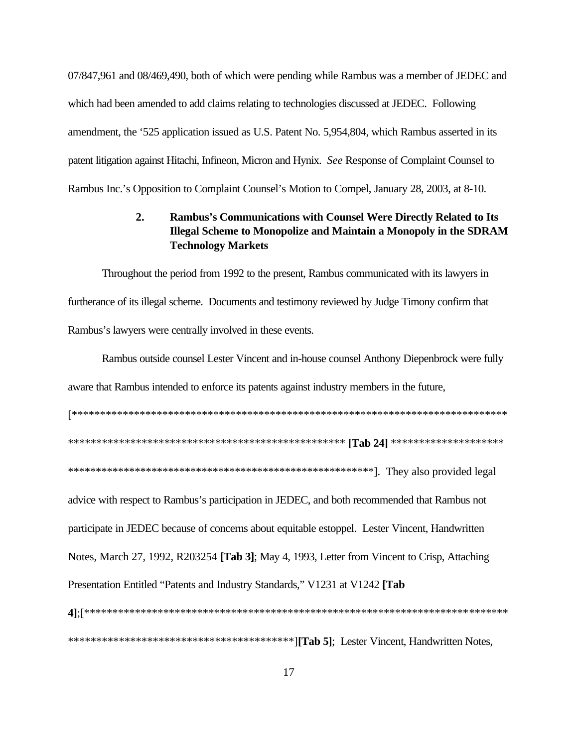07/847,961 and 08/469,490, both of which were pending while Rambus was a member of JEDEC and which had been amended to add claims relating to technologies discussed at JEDEC. Following amendment, the '525 application issued as U.S. Patent No. 5,954,804, which Rambus asserted in its patent litigation against Hitachi, Infineon, Micron and Hynix. *See* Response of Complaint Counsel to Rambus Inc.'s Opposition to Complaint Counsel's Motion to Compel, January 28, 2003, at 8-10.

### 2. Rambus's Communications with Counsel Were Directly Related to Its Illegal Scheme to Monopolize and Maintain a Monopoly in the SDRAM Technology Markets

Throughout the period from 1992 to the present, Rambus communicated with its lawyers in furtherance of its illegal scheme. Documents and testimony reviewed by Judge Timony confirm that Rambus's lawyers were centrally involved in these events.

Rambus outside counsel Lester Vincent and in-house counsel Anthony Diepenbrock were fully aware that Rambus intended to enforce its patents against industry members in the future, [****************************************************************************** ************************************************** **[Tab 24]** ******************** ********************************************************]. They also provided legal advice with respect to Rambus's participation in JEDEC, and both recommended that Rambus not participate in JEDEC because of concerns about equitable estoppel. Lester Vincent, Handwritten Notes, March 27, 1992, R203254 **[Tab 3]**; May 4, 1993, Letter from Vincent to Crisp, Attaching Presentation Entitled "Patents and Industry Standards," V1231 at V1242 **[Tab 4]**;[************************************************************************** ****************************************]**[Tab 5]**; Lester Vincent, Handwritten Notes,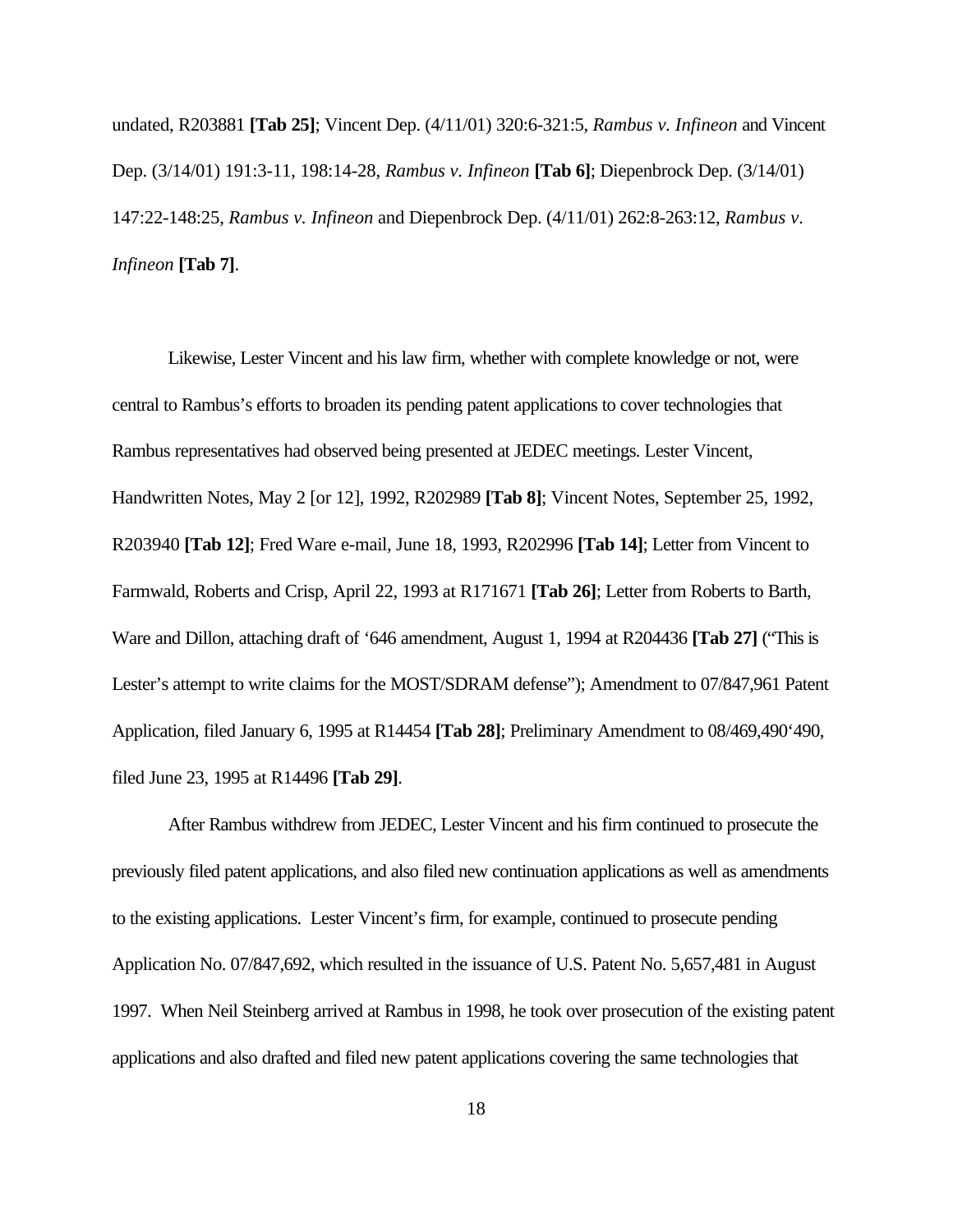undated, R203881 **[Tab 25]**; Vincent Dep. (4/11/01) 320:6-321:5, *Rambus v. Infineon* and Vincent Dep. (3/14/01) 191:3-11, 198:14-28, *Rambus v. Infineon* **[Tab 6]**; Diepenbrock Dep. (3/14/01) 147:22-148:25, *Rambus v. Infineon* and Diepenbrock Dep. (4/11/01) 262:8-263:12, *Rambus v. Infineon* **[Tab 7]**.

Likewise, Lester Vincent and his law firm, whether with complete knowledge or not, were central to Rambus's efforts to broaden its pending patent applications to cover technologies that Rambus representatives had observed being presented at JEDEC meetings. Lester Vincent, Handwritten Notes, May 2 [or 12], 1992, R202989 **[Tab 8]**; Vincent Notes, September 25, 1992, R203940 **[Tab 12]**; Fred Ware e-mail, June 18, 1993, R202996 **[Tab 14]**; Letter from Vincent to Farmwald, Roberts and Crisp, April 22, 1993 at R171671 **[Tab 26]**; Letter from Roberts to Barth, Ware and Dillon, attaching draft of '646 amendment, August 1, 1994 at R204436 **[Tab 27]** ("This is Lester's attempt to write claims for the MOST/SDRAM defense"); Amendment to 07/847,961 Patent Application, filed January 6, 1995 at R14454 **[Tab 28]**; Preliminary Amendment to 08/469,490'490, filed June 23, 1995 at R14496 **[Tab 29]**.

After Rambus withdrew from JEDEC, Lester Vincent and his firm continued to prosecute the previously filed patent applications, and also filed new continuation applications as well as amendments to the existing applications. Lester Vincent's firm, for example, continued to prosecute pending Application No. 07/847,692, which resulted in the issuance of U.S. Patent No. 5,657,481 in August 1997. When Neil Steinberg arrived at Rambus in 1998, he took over prosecution of the existing patent applications and also drafted and filed new patent applications covering the same technologies that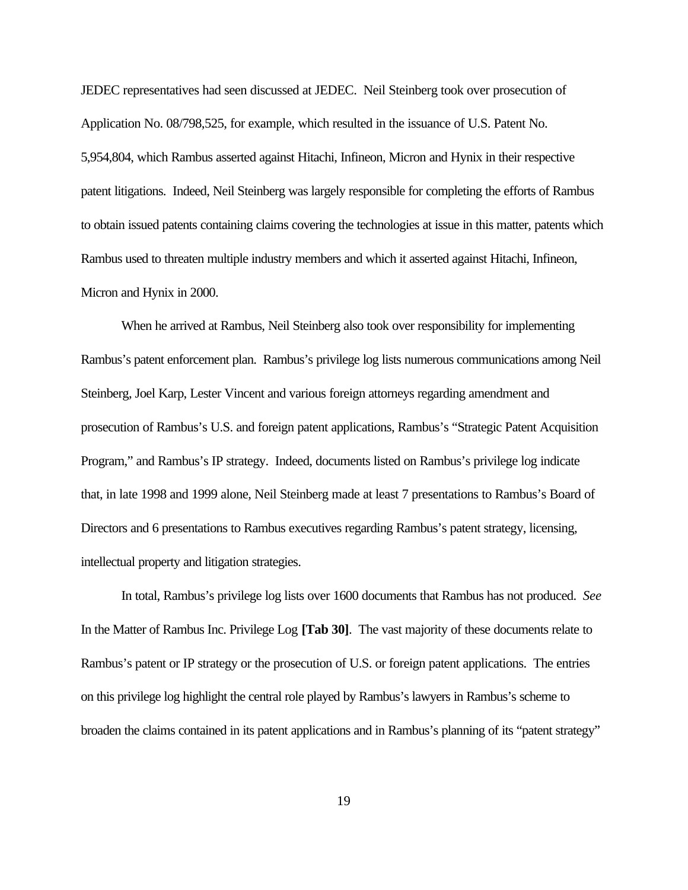JEDEC representatives had seen discussed at JEDEC. Neil Steinberg took over prosecution of Application No. 08/798,525, for example, which resulted in the issuance of U.S. Patent No. 5,954,804, which Rambus asserted against Hitachi, Infineon, Micron and Hynix in their respective patent litigations. Indeed, Neil Steinberg was largely responsible for completing the efforts of Rambus to obtain issued patents containing claims covering the technologies at issue in this matter, patents which Rambus used to threaten multiple industry members and which it asserted against Hitachi, Infineon, Micron and Hynix in 2000.

When he arrived at Rambus, Neil Steinberg also took over responsibility for implementing Rambus's patent enforcement plan. Rambus's privilege log lists numerous communications among Neil Steinberg, Joel Karp, Lester Vincent and various foreign attorneys regarding amendment and prosecution of Rambus's U.S. and foreign patent applications, Rambus's "Strategic Patent Acquisition Program," and Rambus's IP strategy. Indeed, documents listed on Rambus's privilege log indicate that, in late 1998 and 1999 alone, Neil Steinberg made at least 7 presentations to Rambus's Board of Directors and 6 presentations to Rambus executives regarding Rambus's patent strategy, licensing, intellectual property and litigation strategies.

In total, Rambus's privilege log lists over 1600 documents that Rambus has not produced. *See* In the Matter of Rambus Inc. Privilege Log **[Tab 30]**. The vast majority of these documents relate to Rambus's patent or IP strategy or the prosecution of U.S. or foreign patent applications. The entries on this privilege log highlight the central role played by Rambus's lawyers in Rambus's scheme to broaden the claims contained in its patent applications and in Rambus's planning of its "patent strategy"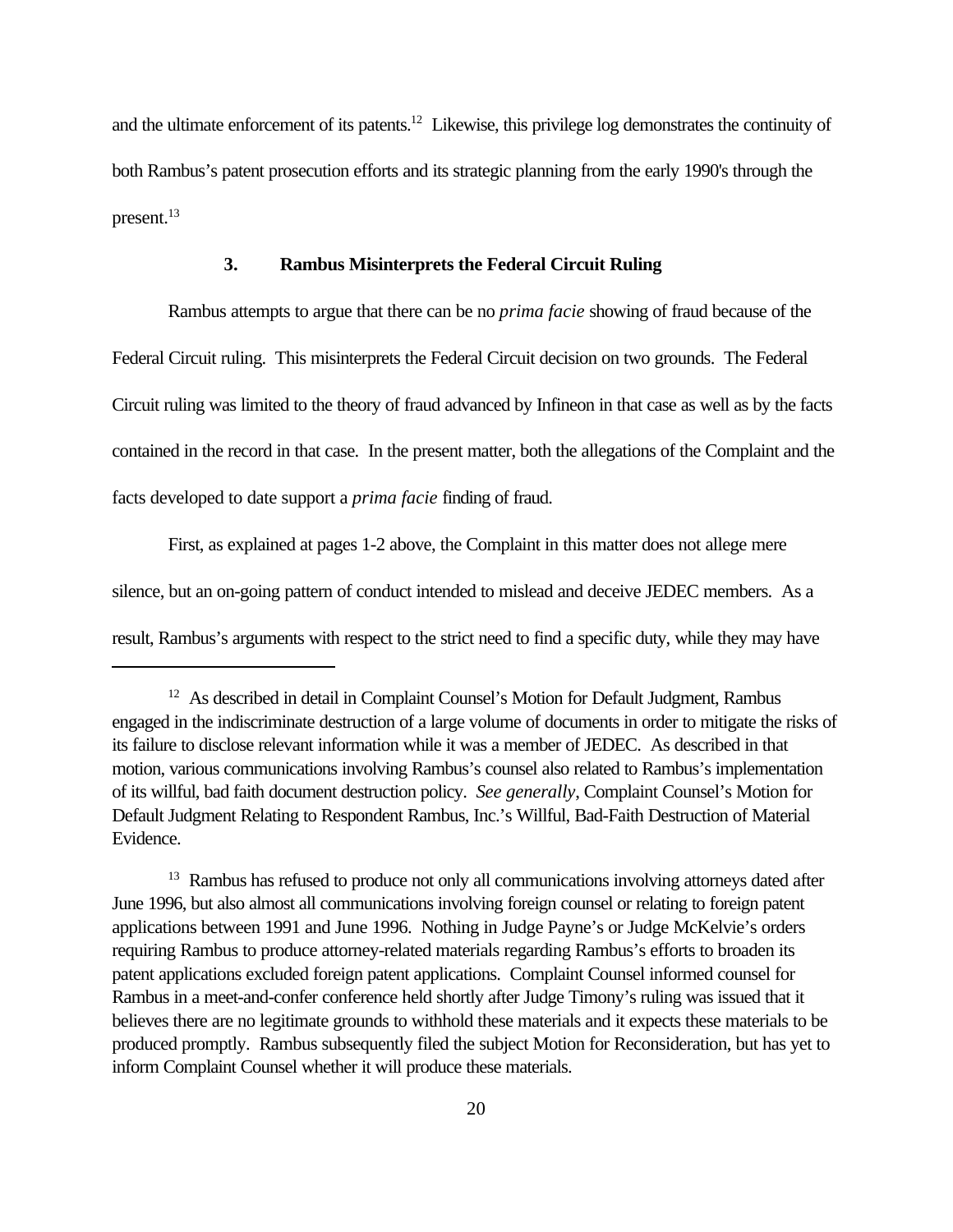and the ultimate enforcement of its patents.[12] Likewise, this privilege log demonstrates the continuity of both Rambus's patent prosecution efforts and its strategic planning from the early 1990's through the present.[13]

### 3. Rambus Misinterprets the Federal Circuit Ruling

Rambus attempts to argue that there can be no *prima facie* showing of fraud because of the Federal Circuit ruling. This misinterprets the Federal Circuit decision on two grounds. The Federal Circuit ruling was limited to the theory of fraud advanced by Infineon in that case as well as by the facts contained in the record in that case. In the present matter, both the allegations of the Complaint and the facts developed to date support a *prima facie* finding of fraud.

First, as explained at pages 1-2 above, the Complaint in this matter does not allege mere silence, but an on-going pattern of conduct intended to mislead and deceive JEDEC members. As a result, Rambus's arguments with respect to the strict need to find a specific duty, while they may have

---

[12] As described in detail in Complaint Counsel's Motion for Default Judgment, Rambus engaged in the indiscriminate destruction of a large volume of documents in order to mitigate the risks of its failure to disclose relevant information while it was a member of JEDEC. As described in that motion, various communications involving Rambus's counsel also related to Rambus's implementation of its willful, bad faith document destruction policy. *See generally*, Complaint Counsel's Motion for Default Judgment Relating to Respondent Rambus, Inc.'s Willful, Bad-Faith Destruction of Material Evidence.

[13] Rambus has refused to produce not only all communications involving attorneys dated after June 1996, but also almost all communications involving foreign counsel or relating to foreign patent applications between 1991 and June 1996. Nothing in Judge Payne's or Judge McKelvie's orders requiring Rambus to produce attorney-related materials regarding Rambus's efforts to broaden its patent applications excluded foreign patent applications. Complaint Counsel informed counsel for Rambus in a meet-and-confer conference held shortly after Judge Timony's ruling was issued that it believes there are no legitimate grounds to withhold these materials and it expects these materials to be produced promptly. Rambus subsequently filed the subject Motion for Reconsideration, but has yet to inform Complaint Counsel whether it will produce these materials.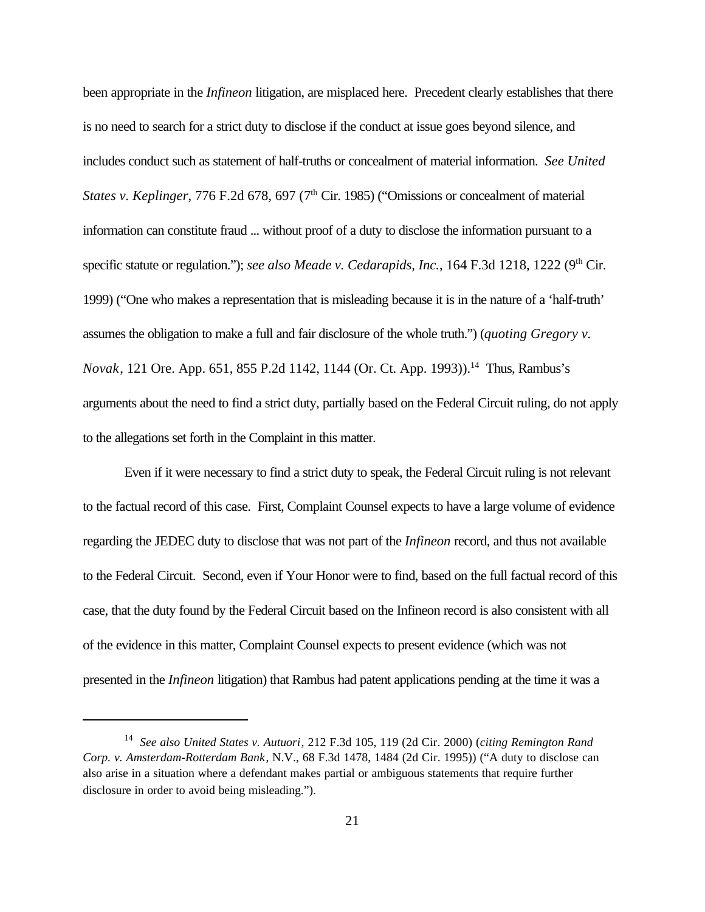been appropriate in the *Infineon* litigation, are misplaced here. Precedent clearly establishes that there is no need to search for a strict duty to disclose if the conduct at issue goes beyond silence, and includes conduct such as statement of half-truths or concealment of material information. *See United States v. Keplinger*, 776 F.2d 678, 697 (7th Cir. 1985) ("Omissions or concealment of material information can constitute fraud ... without proof of a duty to disclose the information pursuant to a specific statute or regulation."); *see also Meade v. Cedarapids, Inc.*, 164 F.3d 1218, 1222 (9th Cir. 1999) ("One who makes a representation that is misleading because it is in the nature of a 'half-truth' assumes the obligation to make a full and fair disclosure of the whole truth.") (*quoting Gregory v. Novak*, 121 Ore. App. 651, 855 P.2d 1142, 1144 (Or. Ct. App. 1993)).[14] Thus, Rambus's arguments about the need to find a strict duty, partially based on the Federal Circuit ruling, do not apply to the allegations set forth in the Complaint in this matter.

Even if it were necessary to find a strict duty to speak, the Federal Circuit ruling is not relevant to the factual record of this case. First, Complaint Counsel expects to have a large volume of evidence regarding the JEDEC duty to disclose that was not part of the *Infineon* record, and thus not available to the Federal Circuit. Second, even if Your Honor were to find, based on the full factual record of this case, that the duty found by the Federal Circuit based on the Infineon record is also consistent with all of the evidence in this matter, Complaint Counsel expects to present evidence (which was not presented in the *Infineon* litigation) that Rambus had patent applications pending at the time it was a

---

[14] *See also United States v. Autuori*, 212 F.3d 105, 119 (2d Cir. 2000) (*citing Remington Rand Corp. v. Amsterdam-Rotterdam Bank*, N.V., 68 F.3d 1478, 1484 (2d Cir. 1995)) ("A duty to disclose can also arise in a situation where a defendant makes partial or ambiguous statements that require further disclosure in order to avoid being misleading.").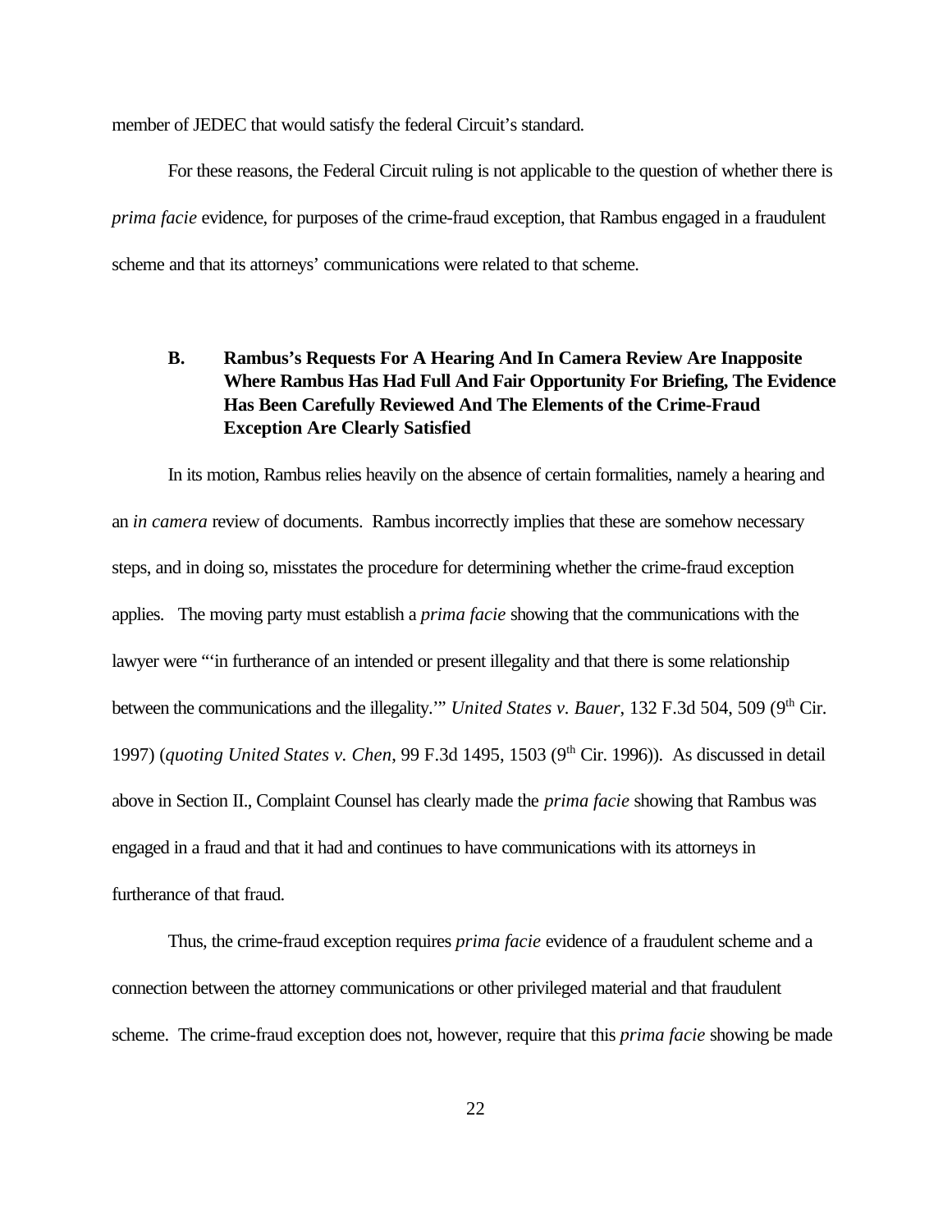member of JEDEC that would satisfy the federal Circuit's standard.

For these reasons, the Federal Circuit ruling is not applicable to the question of whether there is *prima facie* evidence, for purposes of the crime-fraud exception, that Rambus engaged in a fraudulent scheme and that its attorneys' communications were related to that scheme.

### B. Rambus's Requests For A Hearing And In Camera Review Are Inapposite Where Rambus Has Had Full And Fair Opportunity For Briefing, The Evidence Has Been Carefully Reviewed And The Elements of the Crime-Fraud Exception Are Clearly Satisfied

In its motion, Rambus relies heavily on the absence of certain formalities, namely a hearing and an *in camera* review of documents. Rambus incorrectly implies that these are somehow necessary steps, and in doing so, misstates the procedure for determining whether the crime-fraud exception applies. The moving party must establish a *prima facie* showing that the communications with the lawyer were "'in furtherance of an intended or present illegality and that there is some relationship between the communications and the illegality.'" *United States v. Bauer*, 132 F.3d 504, 509 (9th Cir. 1997) (*quoting United States v. Chen*, 99 F.3d 1495, 1503 (9th Cir. 1996)). As discussed in detail above in Section II., Complaint Counsel has clearly made the *prima facie* showing that Rambus was engaged in a fraud and that it had and continues to have communications with its attorneys in furtherance of that fraud.

Thus, the crime-fraud exception requires *prima facie* evidence of a fraudulent scheme and a connection between the attorney communications or other privileged material and that fraudulent scheme. The crime-fraud exception does not, however, require that this *prima facie* showing be made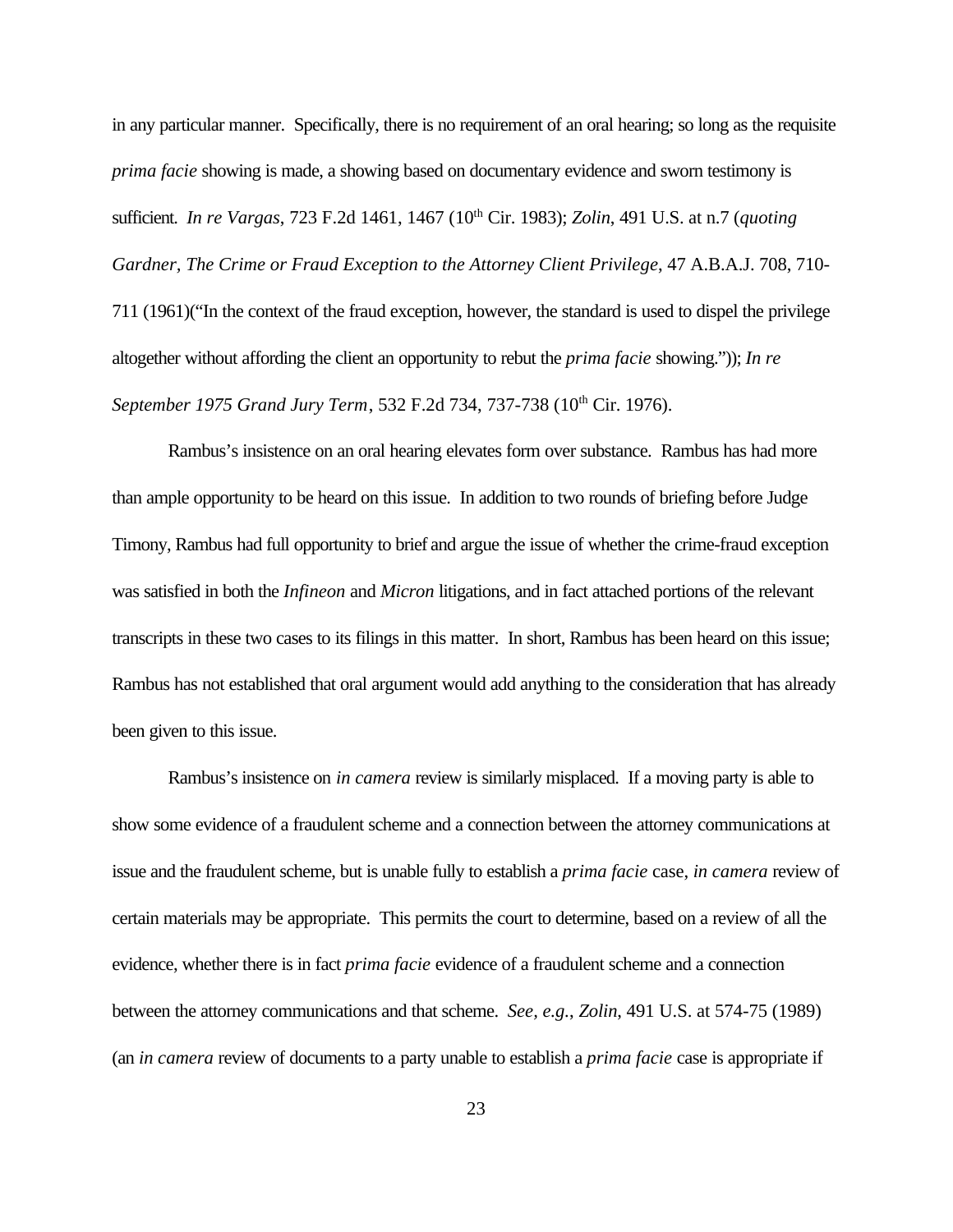in any particular manner. Specifically, there is no requirement of an oral hearing; so long as the requisite *prima facie* showing is made, a showing based on documentary evidence and sworn testimony is sufficient. *In re Vargas*, 723 F.2d 1461, 1467 (10th Cir. 1983); *Zolin*, 491 U.S. at n.7 (*quoting Gardner, The Crime or Fraud Exception to the Attorney Client Privilege*, 47 A.B.A.J. 708, 710-711 (1961)("In the context of the fraud exception, however, the standard is used to dispel the privilege altogether without affording the client an opportunity to rebut the *prima facie* showing.")); *In re September 1975 Grand Jury Term*, 532 F.2d 734, 737-738 (10th Cir. 1976).

Rambus's insistence on an oral hearing elevates form over substance. Rambus has had more than ample opportunity to be heard on this issue. In addition to two rounds of briefing before Judge Timony, Rambus had full opportunity to brief and argue the issue of whether the crime-fraud exception was satisfied in both the *Infineon* and *Micron* litigations, and in fact attached portions of the relevant transcripts in these two cases to its filings in this matter. In short, Rambus has been heard on this issue; Rambus has not established that oral argument would add anything to the consideration that has already been given to this issue.

Rambus's insistence on *in camera* review is similarly misplaced. If a moving party is able to show some evidence of a fraudulent scheme and a connection between the attorney communications at issue and the fraudulent scheme, but is unable fully to establish a *prima facie* case, *in camera* review of certain materials may be appropriate. This permits the court to determine, based on a review of all the evidence, whether there is in fact *prima facie* evidence of a fraudulent scheme and a connection between the attorney communications and that scheme. *See, e.g.*, *Zolin*, 491 U.S. at 574-75 (1989) (an *in camera* review of documents to a party unable to establish a *prima facie* case is appropriate if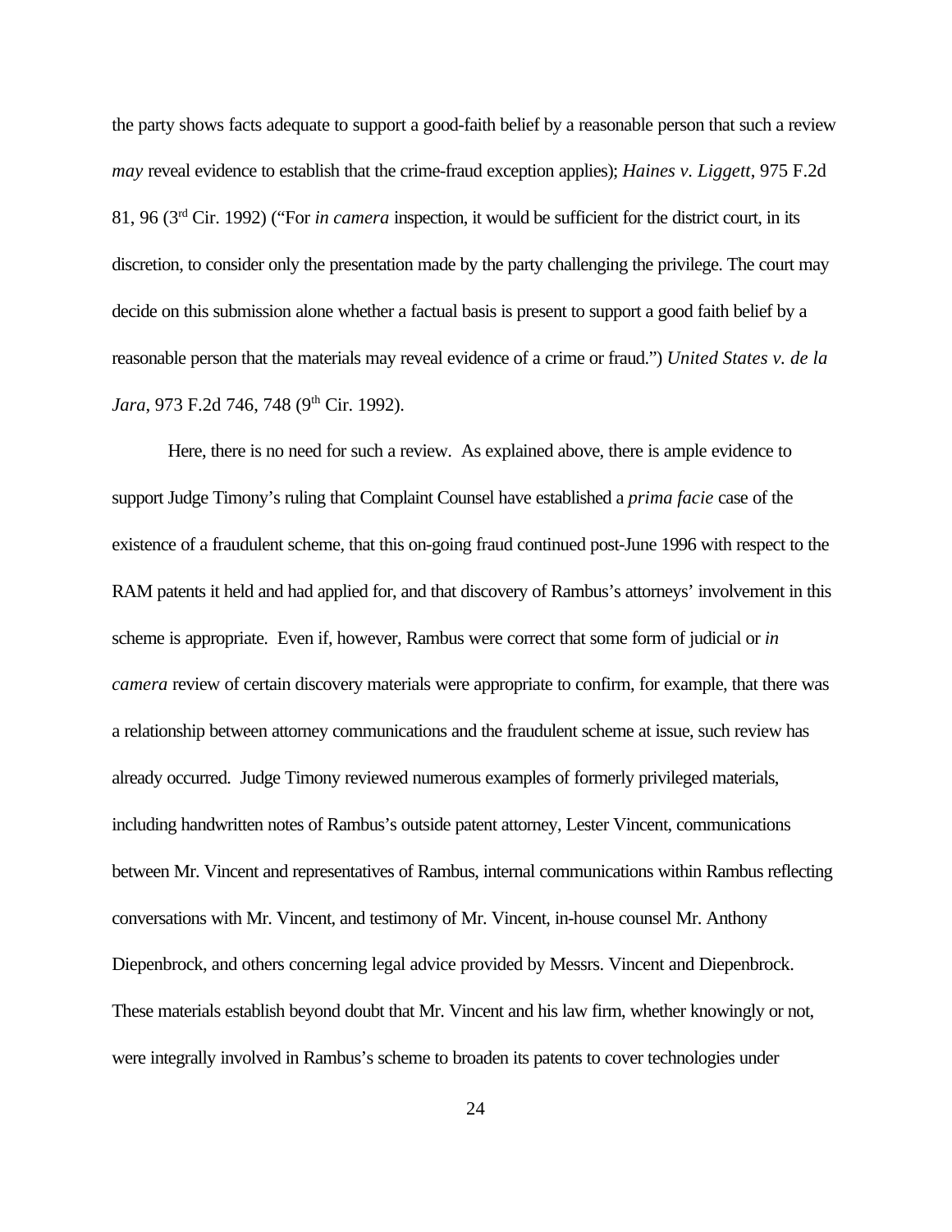the party shows facts adequate to support a good-faith belief by a reasonable person that such a review *may* reveal evidence to establish that the crime-fraud exception applies); *Haines v. Liggett*, 975 F.2d 81, 96 (3rd Cir. 1992) ("For *in camera* inspection, it would be sufficient for the district court, in its discretion, to consider only the presentation made by the party challenging the privilege. The court may decide on this submission alone whether a factual basis is present to support a good faith belief by a reasonable person that the materials may reveal evidence of a crime or fraud.") *United States v. de la Jara*, 973 F.2d 746, 748 (9th Cir. 1992).

Here, there is no need for such a review. As explained above, there is ample evidence to support Judge Timony's ruling that Complaint Counsel have established a *prima facie* case of the existence of a fraudulent scheme, that this on-going fraud continued post-June 1996 with respect to the RAM patents it held and had applied for, and that discovery of Rambus's attorneys' involvement in this scheme is appropriate. Even if, however, Rambus were correct that some form of judicial or *in camera* review of certain discovery materials were appropriate to confirm, for example, that there was a relationship between attorney communications and the fraudulent scheme at issue, such review has already occurred. Judge Timony reviewed numerous examples of formerly privileged materials, including handwritten notes of Rambus's outside patent attorney, Lester Vincent, communications between Mr. Vincent and representatives of Rambus, internal communications within Rambus reflecting conversations with Mr. Vincent, and testimony of Mr. Vincent, in-house counsel Mr. Anthony Diepenbrock, and others concerning legal advice provided by Messrs. Vincent and Diepenbrock. These materials establish beyond doubt that Mr. Vincent and his law firm, whether knowingly or not, were integrally involved in Rambus's scheme to broaden its patents to cover technologies under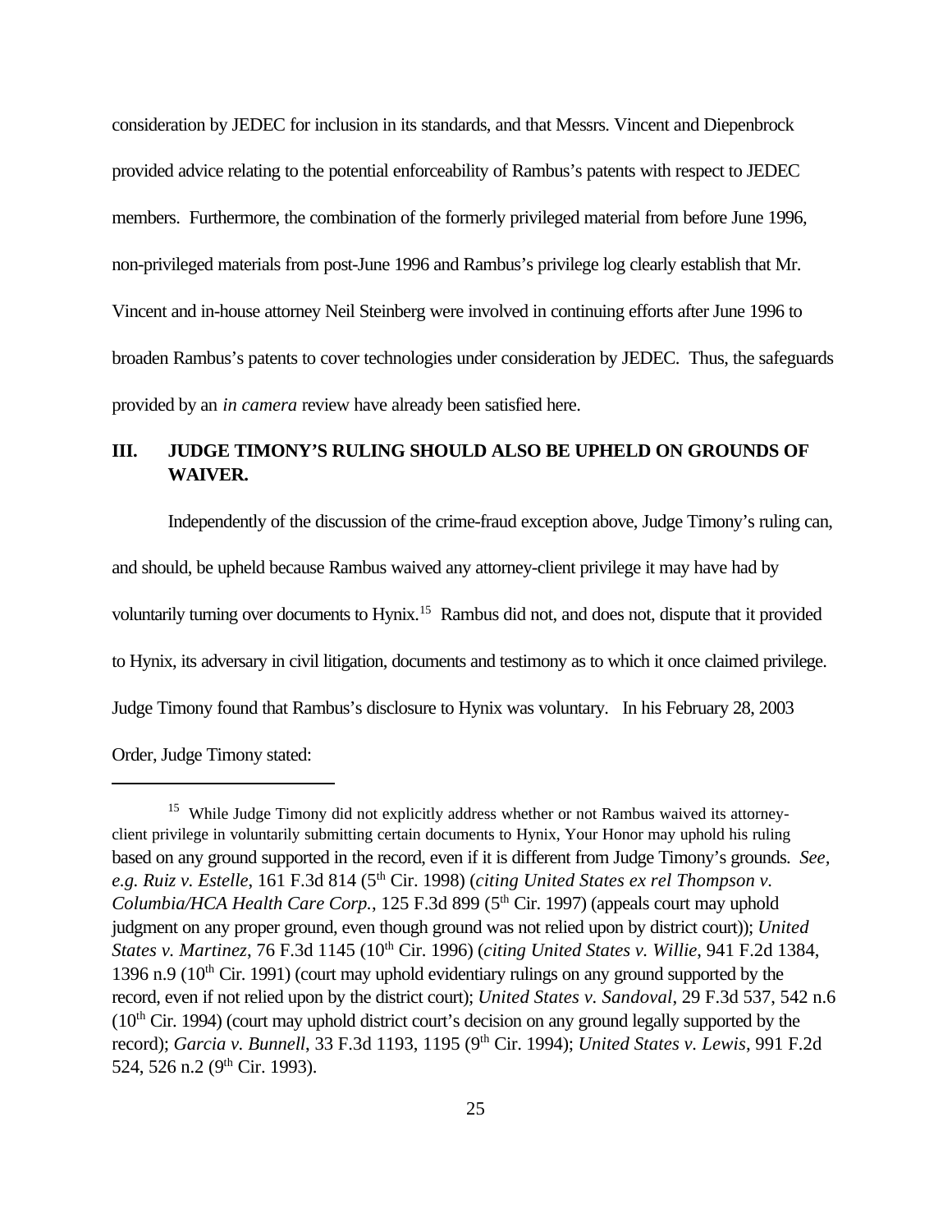consideration by JEDEC for inclusion in its standards, and that Messrs. Vincent and Diepenbrock provided advice relating to the potential enforceability of Rambus's patents with respect to JEDEC members. Furthermore, the combination of the formerly privileged material from before June 1996, non-privileged materials from post-June 1996 and Rambus's privilege log clearly establish that Mr. Vincent and in-house attorney Neil Steinberg were involved in continuing efforts after June 1996 to broaden Rambus's patents to cover technologies under consideration by JEDEC. Thus, the safeguards provided by an *in camera* review have already been satisfied here.

## III. JUDGE TIMONY'S RULING SHOULD ALSO BE UPHELD ON GROUNDS OF WAIVER.

Independently of the discussion of the crime-fraud exception above, Judge Timony's ruling can, and should, be upheld because Rambus waived any attorney-client privilege it may have had by voluntarily turning over documents to Hynix.[15] Rambus did not, and does not, dispute that it provided to Hynix, its adversary in civil litigation, documents and testimony as to which it once claimed privilege. Judge Timony found that Rambus's disclosure to Hynix was voluntary. In his February 28, 2003 Order, Judge Timony stated:

---

[15] While Judge Timony did not explicitly address whether or not Rambus waived its attorney-client privilege in voluntarily submitting certain documents to Hynix, Your Honor may uphold his ruling based on any ground supported in the record, even if it is different from Judge Timony's grounds. *See, e.g. Ruiz v. Estelle*, 161 F.3d 814 (5th Cir. 1998) (*citing United States ex rel Thompson v. Columbia/HCA Health Care Corp.*, 125 F.3d 899 (5th Cir. 1997) (appeals court may uphold judgment on any proper ground, even though ground was not relied upon by district court)); *United States v. Martinez*, 76 F.3d 1145 (10th Cir. 1996) (*citing United States v. Willie*, 941 F.2d 1384, 1396 n.9 (10th Cir. 1991) (court may uphold evidentiary rulings on any ground supported by the record, even if not relied upon by the district court); *United States v. Sandoval*, 29 F.3d 537, 542 n.6 (10th Cir. 1994) (court may uphold district court's decision on any ground legally supported by the record); *Garcia v. Bunnell*, 33 F.3d 1193, 1195 (9th Cir. 1994); *United States v. Lewis*, 991 F.2d 524, 526 n.2 (9th Cir. 1993).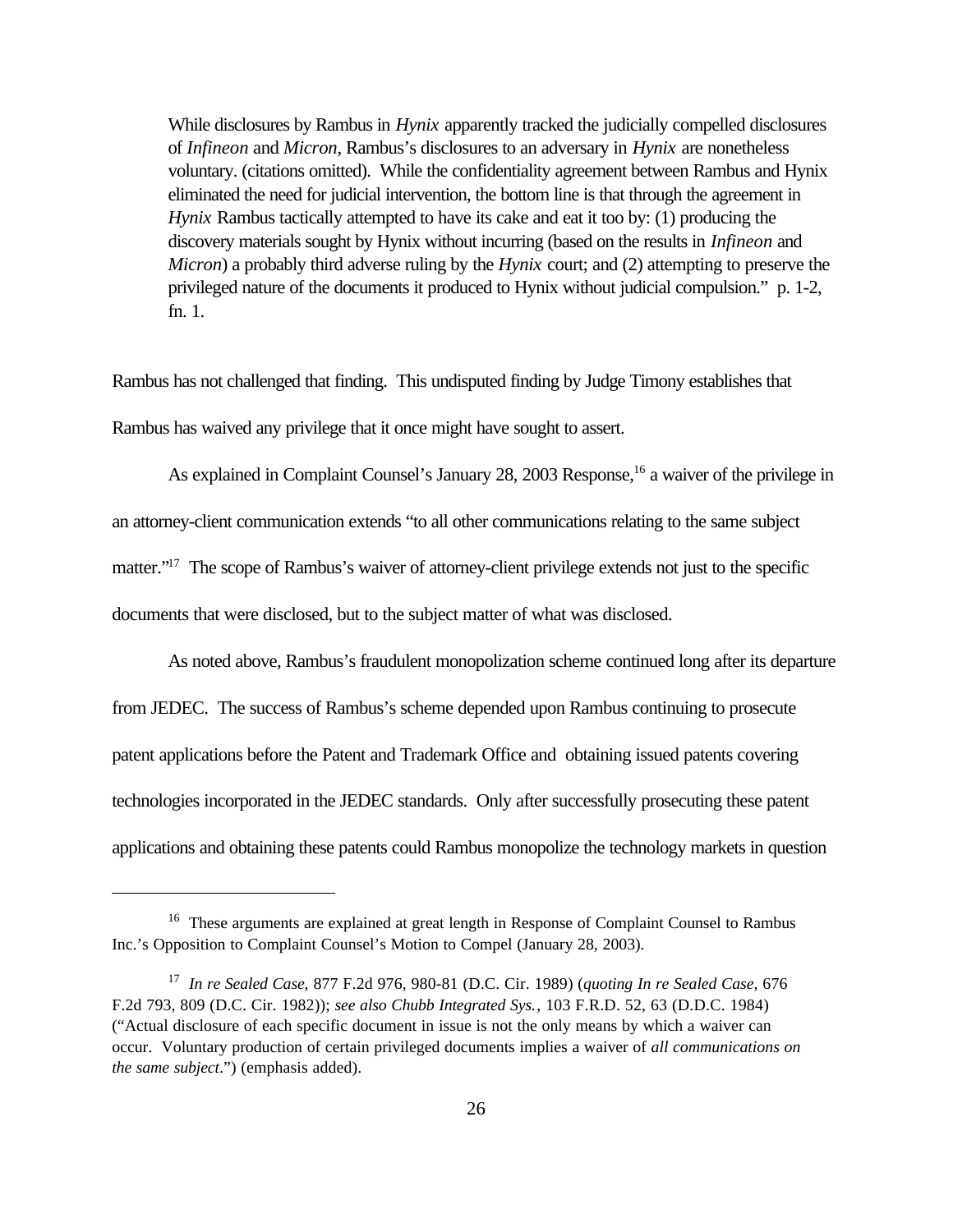> While disclosures by Rambus in *Hynix* apparently tracked the judicially compelled disclosures of *Infineon* and *Micron*, Rambus's disclosures to an adversary in *Hynix* are nonetheless voluntary. (citations omitted). While the confidentiality agreement between Rambus and Hynix eliminated the need for judicial intervention, the bottom line is that through the agreement in *Hynix* Rambus tactically attempted to have its cake and eat it too by: (1) producing the discovery materials sought by Hynix without incurring (based on the results in *Infineon* and *Micron*) a probably third adverse ruling by the *Hynix* court; and (2) attempting to preserve the privileged nature of the documents it produced to Hynix without judicial compulsion." p. 1-2, fn. 1.

Rambus has not challenged that finding. This undisputed finding by Judge Timony establishes that Rambus has waived any privilege that it once might have sought to assert.

As explained in Complaint Counsel's January 28, 2003 Response,[16] a waiver of the privilege in an attorney-client communication extends "to all other communications relating to the same subject matter."[17] The scope of Rambus's waiver of attorney-client privilege extends not just to the specific documents that were disclosed, but to the subject matter of what was disclosed.

As noted above, Rambus's fraudulent monopolization scheme continued long after its departure from JEDEC. The success of Rambus's scheme depended upon Rambus continuing to prosecute patent applications before the Patent and Trademark Office and obtaining issued patents covering technologies incorporated in the JEDEC standards. Only after successfully prosecuting these patent applications and obtaining these patents could Rambus monopolize the technology markets in question

---

[16] These arguments are explained at great length in Response of Complaint Counsel to Rambus Inc.'s Opposition to Complaint Counsel's Motion to Compel (January 28, 2003).

[17] *In re Sealed Case*, 877 F.2d 976, 980-81 (D.C. Cir. 1989) (*quoting In re Sealed Case*, 676 F.2d 793, 809 (D.C. Cir. 1982)); *see also Chubb Integrated Sys.*, 103 F.R.D. 52, 63 (D.D.C. 1984) ("Actual disclosure of each specific document in issue is not the only means by which a waiver can occur. Voluntary production of certain privileged documents implies a waiver of *all communications on the same subject*.") (emphasis added).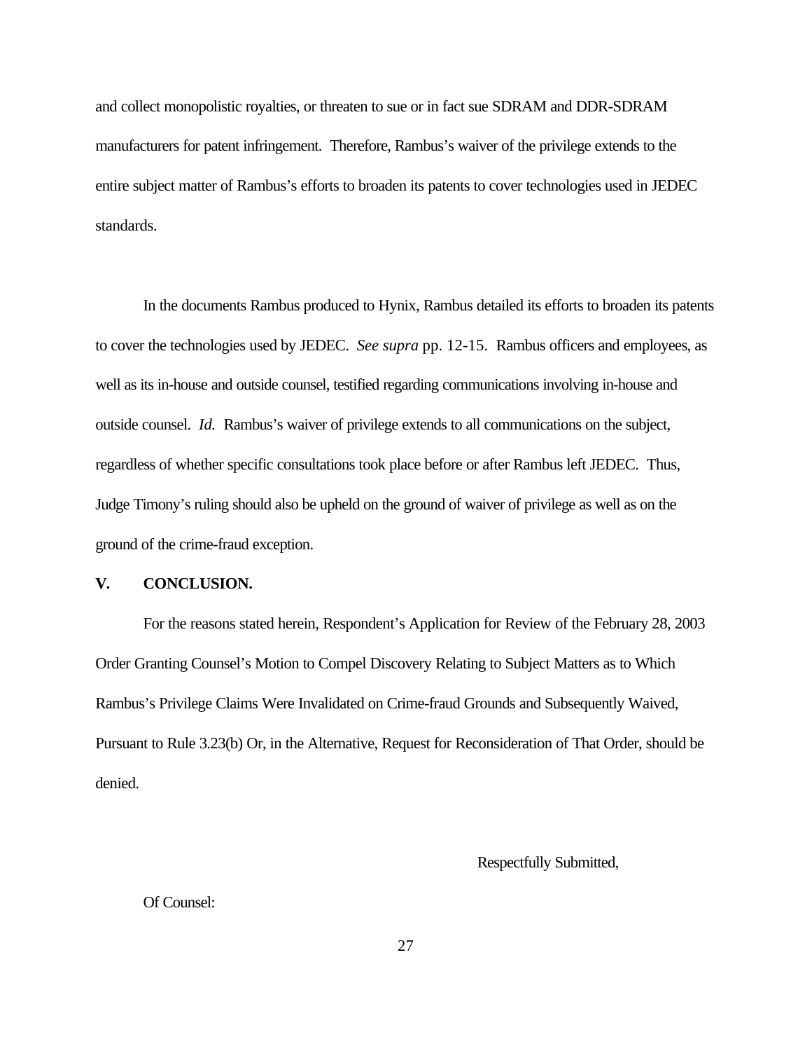and collect monopolistic royalties, or threaten to sue or in fact sue SDRAM and DDR-SDRAM manufacturers for patent infringement. Therefore, Rambus's waiver of the privilege extends to the entire subject matter of Rambus's efforts to broaden its patents to cover technologies used in JEDEC standards.

In the documents Rambus produced to Hynix, Rambus detailed its efforts to broaden its patents to cover the technologies used by JEDEC. *See supra* pp. 12-15. Rambus officers and employees, as well as its in-house and outside counsel, testified regarding communications involving in-house and outside counsel. *Id.* Rambus's waiver of privilege extends to all communications on the subject, regardless of whether specific consultations took place before or after Rambus left JEDEC. Thus, Judge Timony's ruling should also be upheld on the ground of waiver of privilege as well as on the ground of the crime-fraud exception.

## V. CONCLUSION.

For the reasons stated herein, Respondent's Application for Review of the February 28, 2003 Order Granting Counsel's Motion to Compel Discovery Relating to Subject Matters as to Which Rambus's Privilege Claims Were Invalidated on Crime-fraud Grounds and Subsequently Waived, Pursuant to Rule 3.23(b) Or, in the Alternative, Request for Reconsideration of That Order, should be denied.

Respectfully Submitted,

Of Counsel: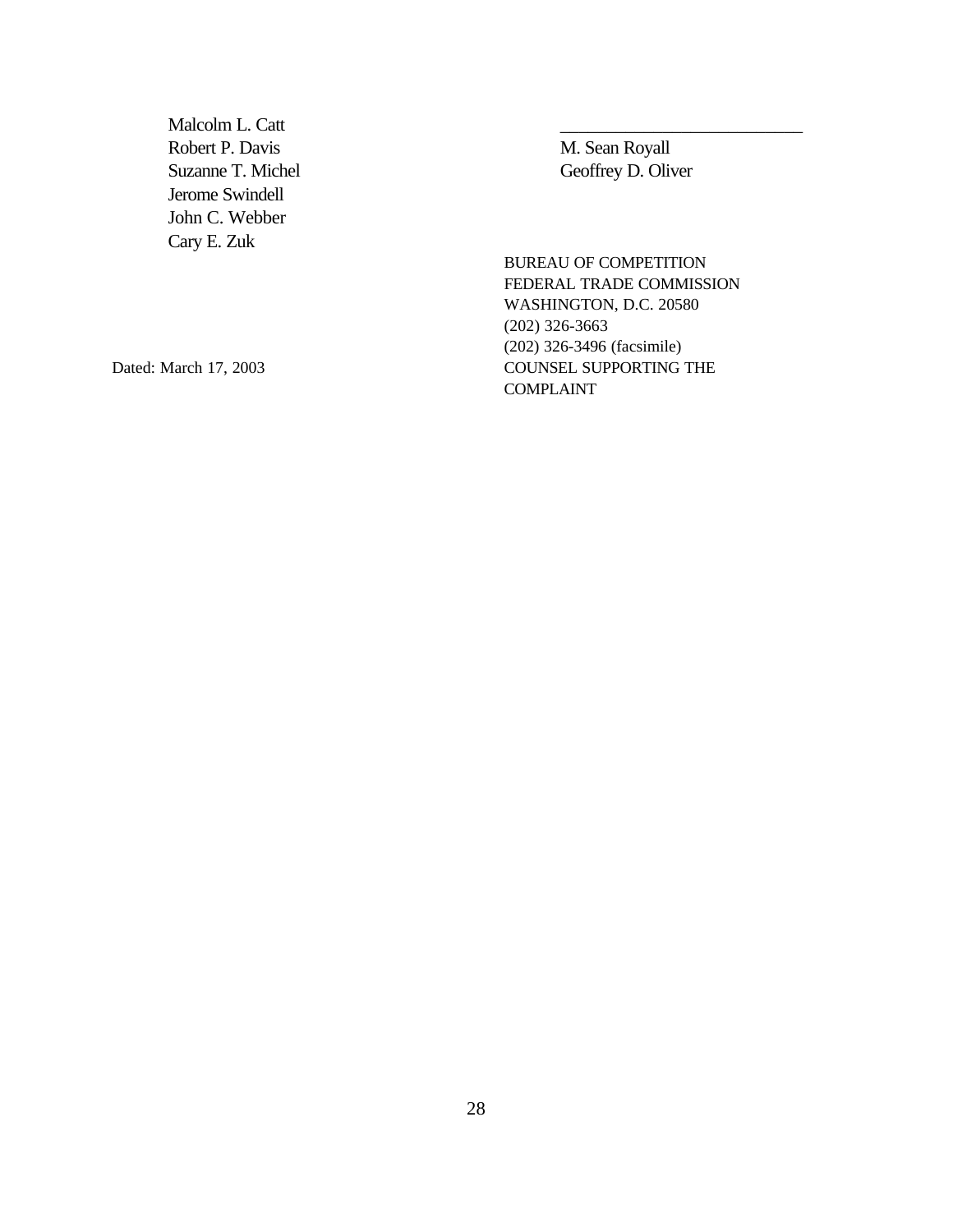Malcolm L. Catt
Robert P. Davis
Suzanne T. Michel
Jerome Swindell
John C. Webber
Cary E. Zuk

\_\_\_\_\_\_\_\_\_\_\_\_\_\_\_\_\_\_\_\_\_\_\_\_\_\_\_

M. Sean Royall
Geoffrey D. Oliver

BUREAU OF COMPETITION
FEDERAL TRADE COMMISSION
WASHINGTON, D.C. 20580
(202) 326-3663
(202) 326-3496 (facsimile)
COUNSEL SUPPORTING THE COMPLAINT

Dated: March 17, 2003